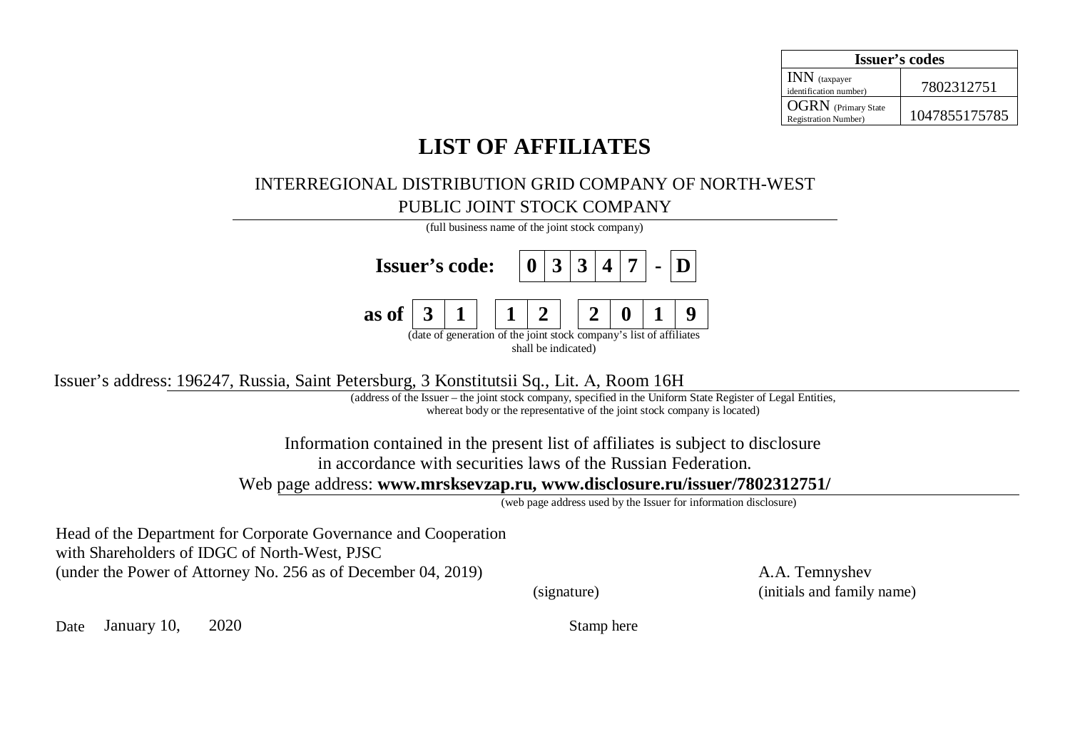| Issuer's codes | |
|---|---|
| INN (taxpayer identification number) | 7802312751 |
| OGRN (Primary State Registration Number) | 1047855175785 |

# LIST OF AFFILIATES

INTERREGIONAL DISTRIBUTION GRID COMPANY OF NORTH-WEST
PUBLIC JOINT STOCK COMPANY

(full business name of the joint stock company)

**Issuer's code: 0 3 3 4 7 - D**

**as of 3 1 1 2 2 0 1 9**

(date of generation of the joint stock company's list of affiliates shall be indicated)

Issuer's address: 196247, Russia, Saint Petersburg, 3 Konstitutsii Sq., Lit. A, Room 16H

(address of the Issuer – the joint stock company, specified in the Uniform State Register of Legal Entities, whereat body or the representative of the joint stock company is located)

Information contained in the present list of affiliates is subject to disclosure in accordance with securities laws of the Russian Federation.

Web page address: **www.mrsksevzap.ru, www.disclosure.ru/issuer/7802312751/**

(web page address used by the Issuer for information disclosure)

Head of the Department for Corporate Governance and Cooperation with Shareholders of IDGC of North-West, PJSC
(under the Power of Attorney No. 256 as of December 04, 2019)

(signature)

A.A. Temnyshev
(initials and family name)

Date January 10, 2020

Stamp here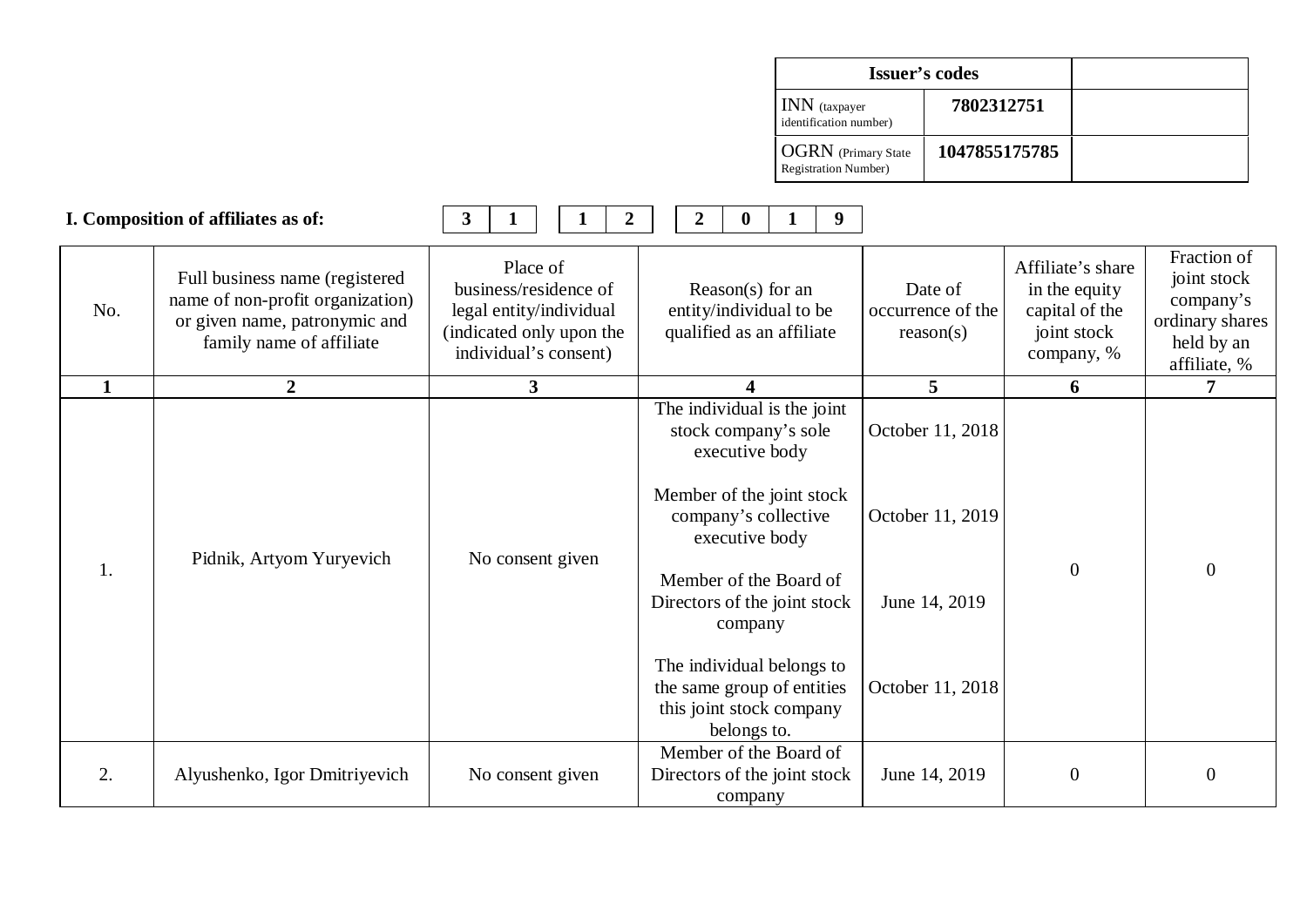| Issuer's codes | | |
|---|---|---|
| INN (taxpayer identification number) | 7802312751 | |
| OGRN (Primary State Registration Number) | 1047855175785 | |

**I. Composition of affiliates as of:** 31 12 2019

| No. | Full business name (registered name of non-profit organization) or given name, patronymic and family name of affiliate | Place of business/residence of legal entity/individual (indicated only upon the individual's consent) | Reason(s) for an entity/individual to be qualified as an affiliate | Date of occurrence of the reason(s) | Affiliate's share in the equity capital of the joint stock company, % | Fraction of joint stock company's ordinary shares held by an affiliate, % |
|---|---|---|---|---|---|---|
| 1 | 2 | 3 | 4 | 5 | 6 | 7 |
| 1. | Pidnik, Artyom Yuryevich | No consent given | The individual is the joint stock company's sole executive body<br><br>Member of the joint stock company's collective executive body<br><br>Member of the Board of Directors of the joint stock company<br><br>The individual belongs to the same group of entities this joint stock company belongs to. | October 11, 2018<br><br>October 11, 2019<br><br>June 14, 2019<br><br>October 11, 2018 | 0 | 0 |
| 2. | Alyushenko, Igor Dmitriyevich | No consent given | Member of the Board of Directors of the joint stock company | June 14, 2019 | 0 | 0 |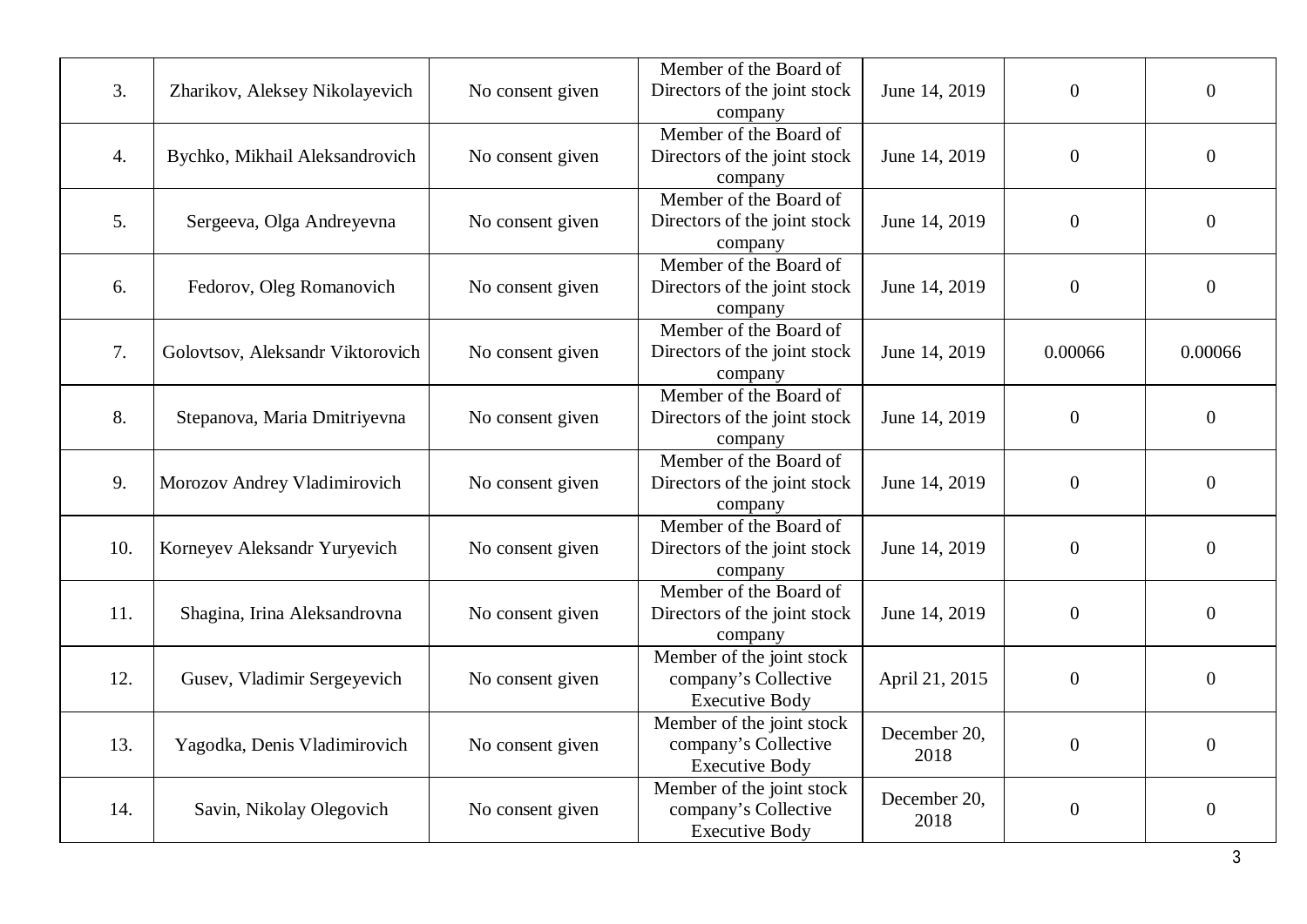| | | | | | | |
|---|---|---|---|---|---|---|
| 3. | Zharikov, Aleksey Nikolayevich | No consent given | Member of the Board of Directors of the joint stock company | June 14, 2019 | 0 | 0 |
| 4. | Bychko, Mikhail Aleksandrovich | No consent given | Member of the Board of Directors of the joint stock company | June 14, 2019 | 0 | 0 |
| 5. | Sergeeva, Olga Andreyevna | No consent given | Member of the Board of Directors of the joint stock company | June 14, 2019 | 0 | 0 |
| 6. | Fedorov, Oleg Romanovich | No consent given | Member of the Board of Directors of the joint stock company | June 14, 2019 | 0 | 0 |
| 7. | Golovtsov, Aleksandr Viktorovich | No consent given | Member of the Board of Directors of the joint stock company | June 14, 2019 | 0.00066 | 0.00066 |
| 8. | Stepanova, Maria Dmitriyevna | No consent given | Member of the Board of Directors of the joint stock company | June 14, 2019 | 0 | 0 |
| 9. | Morozov Andrey Vladimirovich | No consent given | Member of the Board of Directors of the joint stock company | June 14, 2019 | 0 | 0 |
| 10. | Korneyev Aleksandr Yuryevich | No consent given | Member of the Board of Directors of the joint stock company | June 14, 2019 | 0 | 0 |
| 11. | Shagina, Irina Aleksandrovna | No consent given | Member of the Board of Directors of the joint stock company | June 14, 2019 | 0 | 0 |
| 12. | Gusev, Vladimir Sergeyevich | No consent given | Member of the joint stock company's Collective Executive Body | April 21, 2015 | 0 | 0 |
| 13. | Yagodka, Denis Vladimirovich | No consent given | Member of the joint stock company's Collective Executive Body | December 20, 2018 | 0 | 0 |
| 14. | Savin, Nikolay Olegovich | No consent given | Member of the joint stock company's Collective Executive Body | December 20, 2018 | 0 | 0 |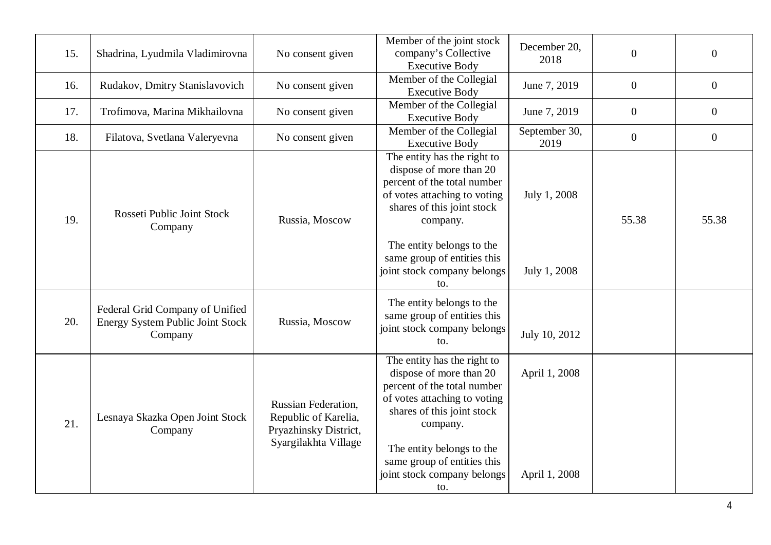| 15. | Shadrina, Lyudmila Vladimirovna | No consent given | Member of the joint stock company's Collective Executive Body | December 20, 2018 | 0 | 0 |
|---|---|---|---|---|---|---|
| 16. | Rudakov, Dmitry Stanislavovich | No consent given | Member of the Collegial Executive Body | June 7, 2019 | 0 | 0 |
| 17. | Trofimova, Marina Mikhailovna | No consent given | Member of the Collegial Executive Body | June 7, 2019 | 0 | 0 |
| 18. | Filatova, Svetlana Valeryevna | No consent given | Member of the Collegial Executive Body | September 30, 2019 | 0 | 0 |
| 19. | Rosseti Public Joint Stock Company | Russia, Moscow | The entity has the right to dispose of more than 20 percent of the total number of votes attaching to voting shares of this joint stock company.<br><br>The entity belongs to the same group of entities this joint stock company belongs to. | July 1, 2008<br><br>July 1, 2008 | 55.38 | 55.38 |
| 20. | Federal Grid Company of Unified Energy System Public Joint Stock Company | Russia, Moscow | The entity belongs to the same group of entities this joint stock company belongs to. | July 10, 2012 | | |
| 21. | Lesnaya Skazka Open Joint Stock Company | Russian Federation, Republic of Karelia, Pryazhinsky District, Syargilakhta Village | The entity has the right to dispose of more than 20 percent of the total number of votes attaching to voting shares of this joint stock company.<br><br>The entity belongs to the same group of entities this joint stock company belongs to. | April 1, 2008<br><br>April 1, 2008 | | |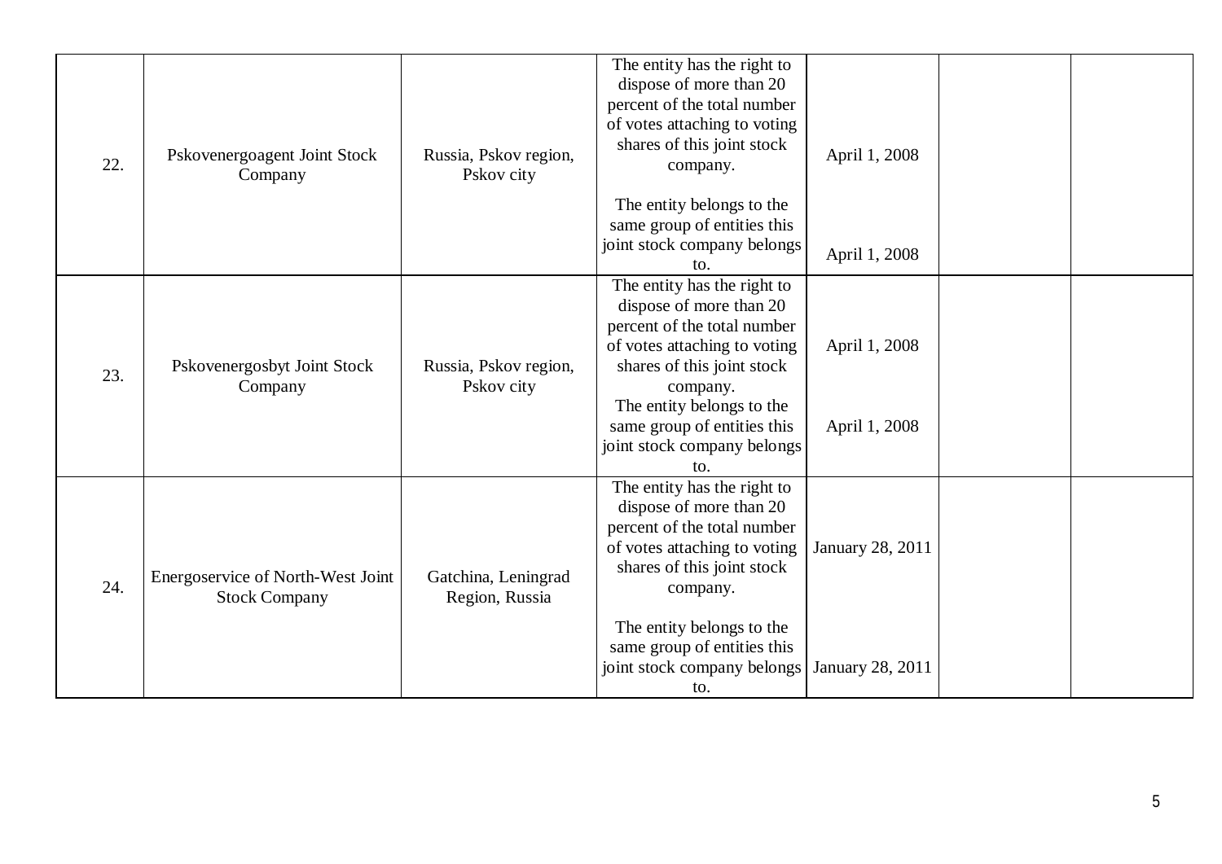| | | | | | | |
|---|---|---|---|---|---|---|
| 22. | Pskovenergoagent Joint Stock Company | Russia, Pskov region, Pskov city | The entity has the right to dispose of more than 20 percent of the total number of votes attaching to voting shares of this joint stock company.<br><br>The entity belongs to the same group of entities this joint stock company belongs to. | April 1, 2008<br><br>April 1, 2008 | | |
| 23. | Pskovenergosbyt Joint Stock Company | Russia, Pskov region, Pskov city | The entity has the right to dispose of more than 20 percent of the total number of votes attaching to voting shares of this joint stock company.<br>The entity belongs to the same group of entities this joint stock company belongs to. | April 1, 2008<br><br>April 1, 2008 | | |
| 24. | Energoservice of North-West Joint Stock Company | Gatchina, Leningrad Region, Russia | The entity has the right to dispose of more than 20 percent of the total number of votes attaching to voting shares of this joint stock company.<br><br>The entity belongs to the same group of entities this joint stock company belongs to. | January 28, 2011<br><br>January 28, 2011 | | |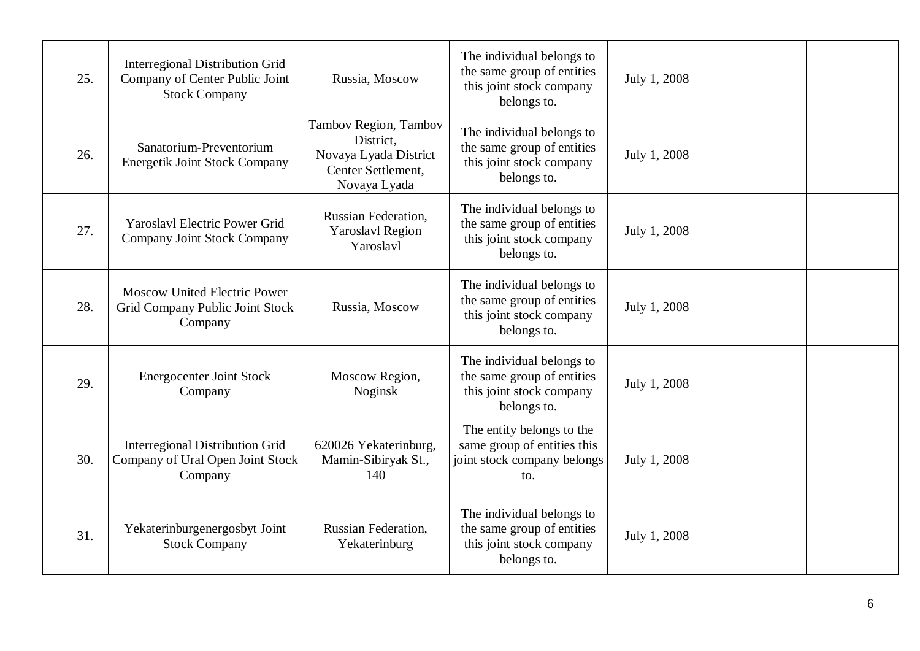| | | | | | | |
|---|---|---|---|---|---|---|
| 25. | Interregional Distribution Grid Company of Center Public Joint Stock Company | Russia, Moscow | The individual belongs to the same group of entities this joint stock company belongs to. | July 1, 2008 | | |
| 26. | Sanatorium-Preventorium Energetik Joint Stock Company | Tambov Region, Tambov District, Novaya Lyada District Center Settlement, Novaya Lyada | The individual belongs to the same group of entities this joint stock company belongs to. | July 1, 2008 | | |
| 27. | Yaroslavl Electric Power Grid Company Joint Stock Company | Russian Federation, Yaroslavl Region Yaroslavl | The individual belongs to the same group of entities this joint stock company belongs to. | July 1, 2008 | | |
| 28. | Moscow United Electric Power Grid Company Public Joint Stock Company | Russia, Moscow | The individual belongs to the same group of entities this joint stock company belongs to. | July 1, 2008 | | |
| 29. | Energocenter Joint Stock Company | Moscow Region, Noginsk | The individual belongs to the same group of entities this joint stock company belongs to. | July 1, 2008 | | |
| 30. | Interregional Distribution Grid Company of Ural Open Joint Stock Company | 620026 Yekaterinburg, Mamin-Sibiryak St., 140 | The entity belongs to the same group of entities this joint stock company belongs to. | July 1, 2008 | | |
| 31. | Yekaterinburgenergosbyt Joint Stock Company | Russian Federation, Yekaterinburg | The individual belongs to the same group of entities this joint stock company belongs to. | July 1, 2008 | | |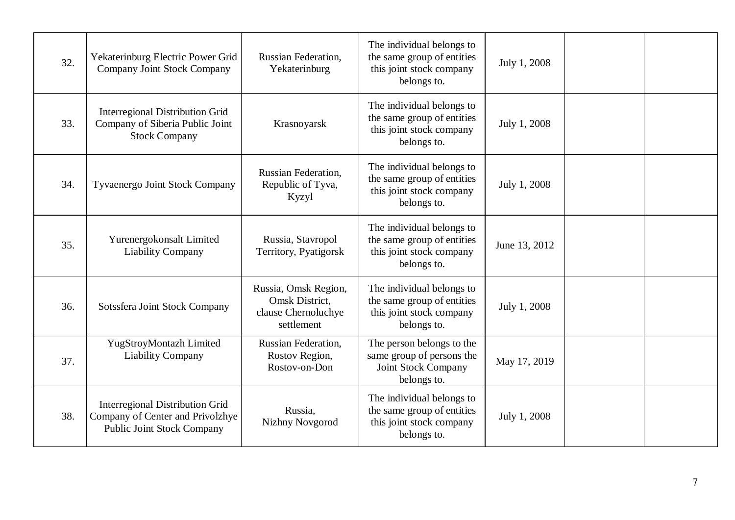| | | | | | | |
|---|---|---|---|---|---|---|
| 32. | Yekaterinburg Electric Power Grid Company Joint Stock Company | Russian Federation, Yekaterinburg | The individual belongs to the same group of entities this joint stock company belongs to. | July 1, 2008 | | |
| 33. | Interregional Distribution Grid Company of Siberia Public Joint Stock Company | Krasnoyarsk | The individual belongs to the same group of entities this joint stock company belongs to. | July 1, 2008 | | |
| 34. | Tyvaenergo Joint Stock Company | Russian Federation, Republic of Tyva, Kyzyl | The individual belongs to the same group of entities this joint stock company belongs to. | July 1, 2008 | | |
| 35. | Yurenergokonsalt Limited Liability Company | Russia, Stavropol Territory, Pyatigorsk | The individual belongs to the same group of entities this joint stock company belongs to. | June 13, 2012 | | |
| 36. | Sotssfera Joint Stock Company | Russia, Omsk Region, Omsk District, clause Chernoluchye settlement | The individual belongs to the same group of entities this joint stock company belongs to. | July 1, 2008 | | |
| 37. | YugStroyMontazh Limited Liability Company | Russian Federation, Rostov Region, Rostov-on-Don | The person belongs to the same group of persons the Joint Stock Company belongs to. | May 17, 2019 | | |
| 38. | Interregional Distribution Grid Company of Center and Privolzhye Public Joint Stock Company | Russia, Nizhny Novgorod | The individual belongs to the same group of entities this joint stock company belongs to. | July 1, 2008 | | |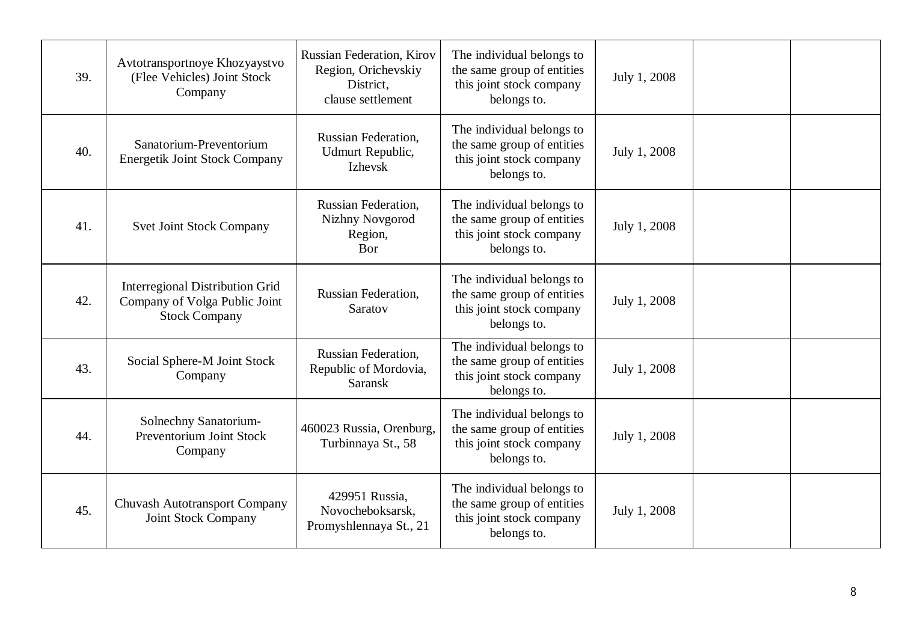| | | | | | | |
|---|---|---|---|---|---|---|
| 39. | Avtotransportnoye Khozyaystvo (Flee Vehicles) Joint Stock Company | Russian Federation, Kirov Region, Orichevskiy District, clause settlement | The individual belongs to the same group of entities this joint stock company belongs to. | July 1, 2008 | | |
| 40. | Sanatorium-Preventorium Energetik Joint Stock Company | Russian Federation, Udmurt Republic, Izhevsk | The individual belongs to the same group of entities this joint stock company belongs to. | July 1, 2008 | | |
| 41. | Svet Joint Stock Company | Russian Federation, Nizhny Novgorod Region, Bor | The individual belongs to the same group of entities this joint stock company belongs to. | July 1, 2008 | | |
| 42. | Interregional Distribution Grid Company of Volga Public Joint Stock Company | Russian Federation, Saratov | The individual belongs to the same group of entities this joint stock company belongs to. | July 1, 2008 | | |
| 43. | Social Sphere-M Joint Stock Company | Russian Federation, Republic of Mordovia, Saransk | The individual belongs to the same group of entities this joint stock company belongs to. | July 1, 2008 | | |
| 44. | Solnechny Sanatorium-Preventorium Joint Stock Company | 460023 Russia, Orenburg, Turbinnaya St., 58 | The individual belongs to the same group of entities this joint stock company belongs to. | July 1, 2008 | | |
| 45. | Chuvash Autotransport Company Joint Stock Company | 429951 Russia, Novocheboksarsk, Promyshlennaya St., 21 | The individual belongs to the same group of entities this joint stock company belongs to. | July 1, 2008 | | |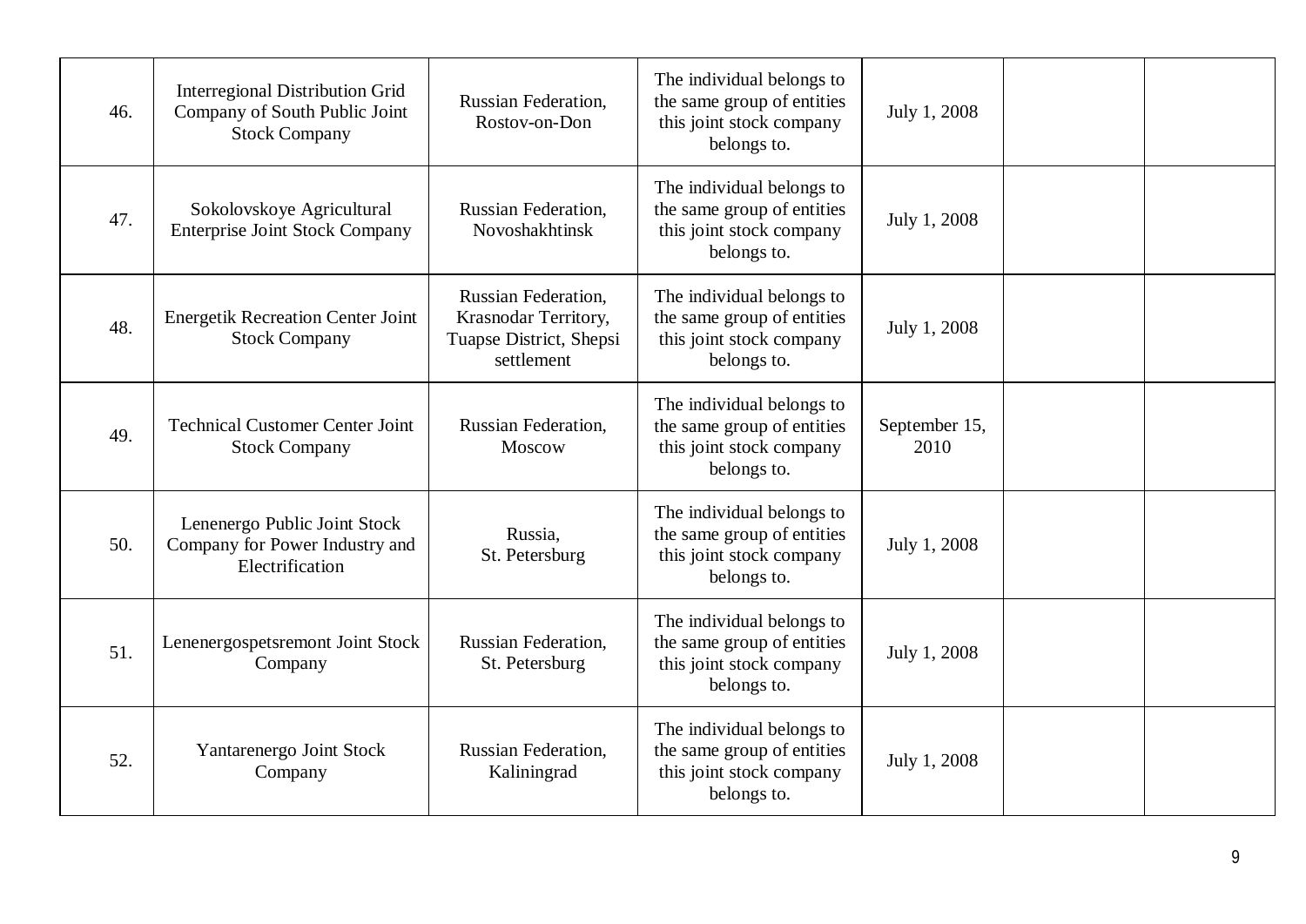| | | | | | | |
|---|---|---|---|---|---|---|
| 46. | Interregional Distribution Grid Company of South Public Joint Stock Company | Russian Federation, Rostov-on-Don | The individual belongs to the same group of entities this joint stock company belongs to. | July 1, 2008 | | |
| 47. | Sokolovskoye Agricultural Enterprise Joint Stock Company | Russian Federation, Novoshakhtinsk | The individual belongs to the same group of entities this joint stock company belongs to. | July 1, 2008 | | |
| 48. | Energetik Recreation Center Joint Stock Company | Russian Federation, Krasnodar Territory, Tuapse District, Shepsi settlement | The individual belongs to the same group of entities this joint stock company belongs to. | July 1, 2008 | | |
| 49. | Technical Customer Center Joint Stock Company | Russian Federation, Moscow | The individual belongs to the same group of entities this joint stock company belongs to. | September 15, 2010 | | |
| 50. | Lenenergo Public Joint Stock Company for Power Industry and Electrification | Russia, St. Petersburg | The individual belongs to the same group of entities this joint stock company belongs to. | July 1, 2008 | | |
| 51. | Lenenergospetsremont Joint Stock Company | Russian Federation, St. Petersburg | The individual belongs to the same group of entities this joint stock company belongs to. | July 1, 2008 | | |
| 52. | Yantarenergo Joint Stock Company | Russian Federation, Kaliningrad | The individual belongs to the same group of entities this joint stock company belongs to. | July 1, 2008 | | |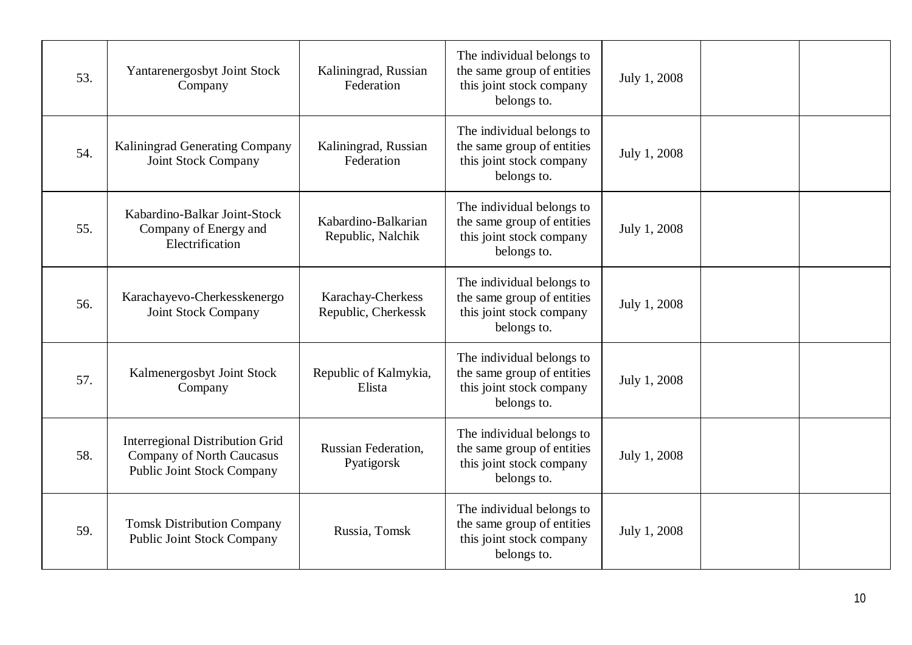| | | | | | | |
|---|---|---|---|---|---|---|
| 53. | Yantarenergosbyt Joint Stock Company | Kaliningrad, Russian Federation | The individual belongs to the same group of entities this joint stock company belongs to. | July 1, 2008 | | |
| 54. | Kaliningrad Generating Company Joint Stock Company | Kaliningrad, Russian Federation | The individual belongs to the same group of entities this joint stock company belongs to. | July 1, 2008 | | |
| 55. | Kabardino-Balkar Joint-Stock Company of Energy and Electrification | Kabardino-Balkarian Republic, Nalchik | The individual belongs to the same group of entities this joint stock company belongs to. | July 1, 2008 | | |
| 56. | Karachayevo-Cherkesskenergo Joint Stock Company | Karachay-Cherkess Republic, Cherkessk | The individual belongs to the same group of entities this joint stock company belongs to. | July 1, 2008 | | |
| 57. | Kalmenergosbyt Joint Stock Company | Republic of Kalmykia, Elista | The individual belongs to the same group of entities this joint stock company belongs to. | July 1, 2008 | | |
| 58. | Interregional Distribution Grid Company of North Caucasus Public Joint Stock Company | Russian Federation, Pyatigorsk | The individual belongs to the same group of entities this joint stock company belongs to. | July 1, 2008 | | |
| 59. | Tomsk Distribution Company Public Joint Stock Company | Russia, Tomsk | The individual belongs to the same group of entities this joint stock company belongs to. | July 1, 2008 | | |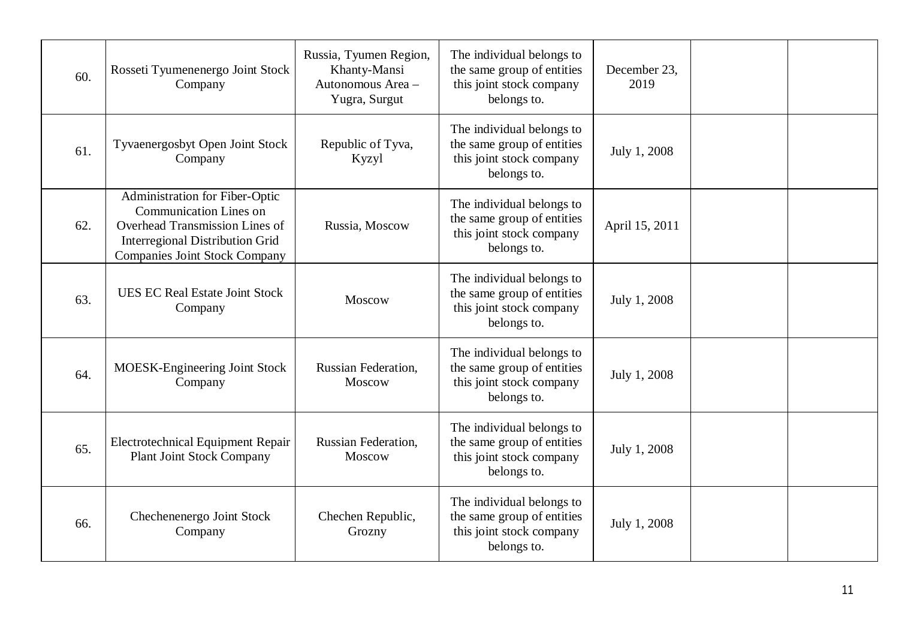| | | | | | | |
|---|---|---|---|---|---|---|
| 60. | Rosseti Tyumenenergo Joint Stock Company | Russia, Tyumen Region, Khanty-Mansi Autonomous Area – Yugra, Surgut | The individual belongs to the same group of entities this joint stock company belongs to. | December 23, 2019 | | |
| 61. | Tyvaenergosbyt Open Joint Stock Company | Republic of Tyva, Kyzyl | The individual belongs to the same group of entities this joint stock company belongs to. | July 1, 2008 | | |
| 62. | Administration for Fiber-Optic Communication Lines on Overhead Transmission Lines of Interregional Distribution Grid Companies Joint Stock Company | Russia, Moscow | The individual belongs to the same group of entities this joint stock company belongs to. | April 15, 2011 | | |
| 63. | UES EC Real Estate Joint Stock Company | Moscow | The individual belongs to the same group of entities this joint stock company belongs to. | July 1, 2008 | | |
| 64. | MOESK-Engineering Joint Stock Company | Russian Federation, Moscow | The individual belongs to the same group of entities this joint stock company belongs to. | July 1, 2008 | | |
| 65. | Electrotechnical Equipment Repair Plant Joint Stock Company | Russian Federation, Moscow | The individual belongs to the same group of entities this joint stock company belongs to. | July 1, 2008 | | |
| 66. | Chechenenergo Joint Stock Company | Chechen Republic, Grozny | The individual belongs to the same group of entities this joint stock company belongs to. | July 1, 2008 | | |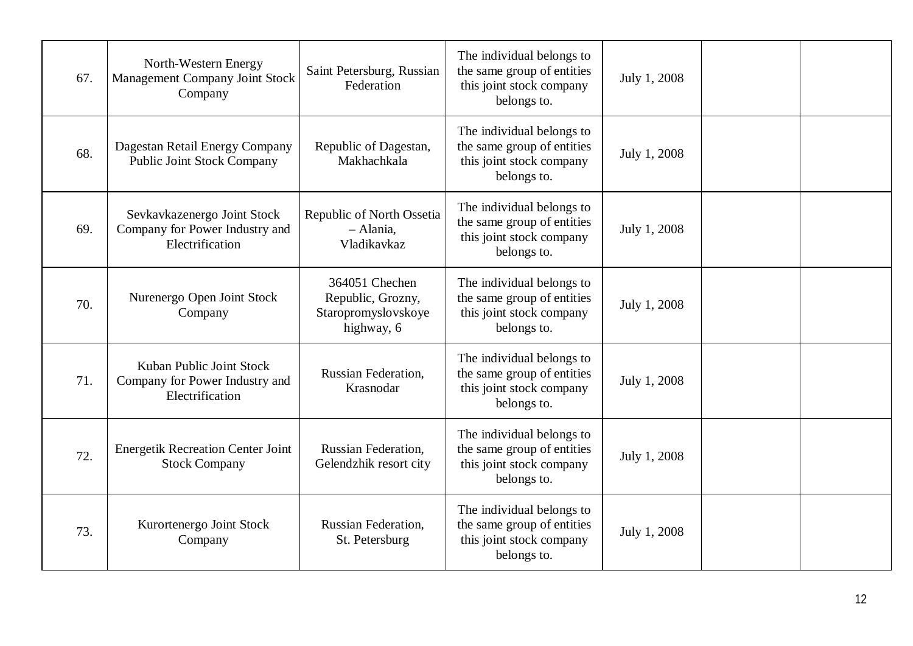| | | | | | | |
|---|---|---|---|---|---|---|
| 67. | North-Western Energy Management Company Joint Stock Company | Saint Petersburg, Russian Federation | The individual belongs to the same group of entities this joint stock company belongs to. | July 1, 2008 | | |
| 68. | Dagestan Retail Energy Company Public Joint Stock Company | Republic of Dagestan, Makhachkala | The individual belongs to the same group of entities this joint stock company belongs to. | July 1, 2008 | | |
| 69. | Sevkavkazenergo Joint Stock Company for Power Industry and Electrification | Republic of North Ossetia – Alania, Vladikavkaz | The individual belongs to the same group of entities this joint stock company belongs to. | July 1, 2008 | | |
| 70. | Nurenergo Open Joint Stock Company | 364051 Chechen Republic, Grozny, Staropromyslovskoye highway, 6 | The individual belongs to the same group of entities this joint stock company belongs to. | July 1, 2008 | | |
| 71. | Kuban Public Joint Stock Company for Power Industry and Electrification | Russian Federation, Krasnodar | The individual belongs to the same group of entities this joint stock company belongs to. | July 1, 2008 | | |
| 72. | Energetik Recreation Center Joint Stock Company | Russian Federation, Gelendzhik resort city | The individual belongs to the same group of entities this joint stock company belongs to. | July 1, 2008 | | |
| 73. | Kurortenergo Joint Stock Company | Russian Federation, St. Petersburg | The individual belongs to the same group of entities this joint stock company belongs to. | July 1, 2008 | | |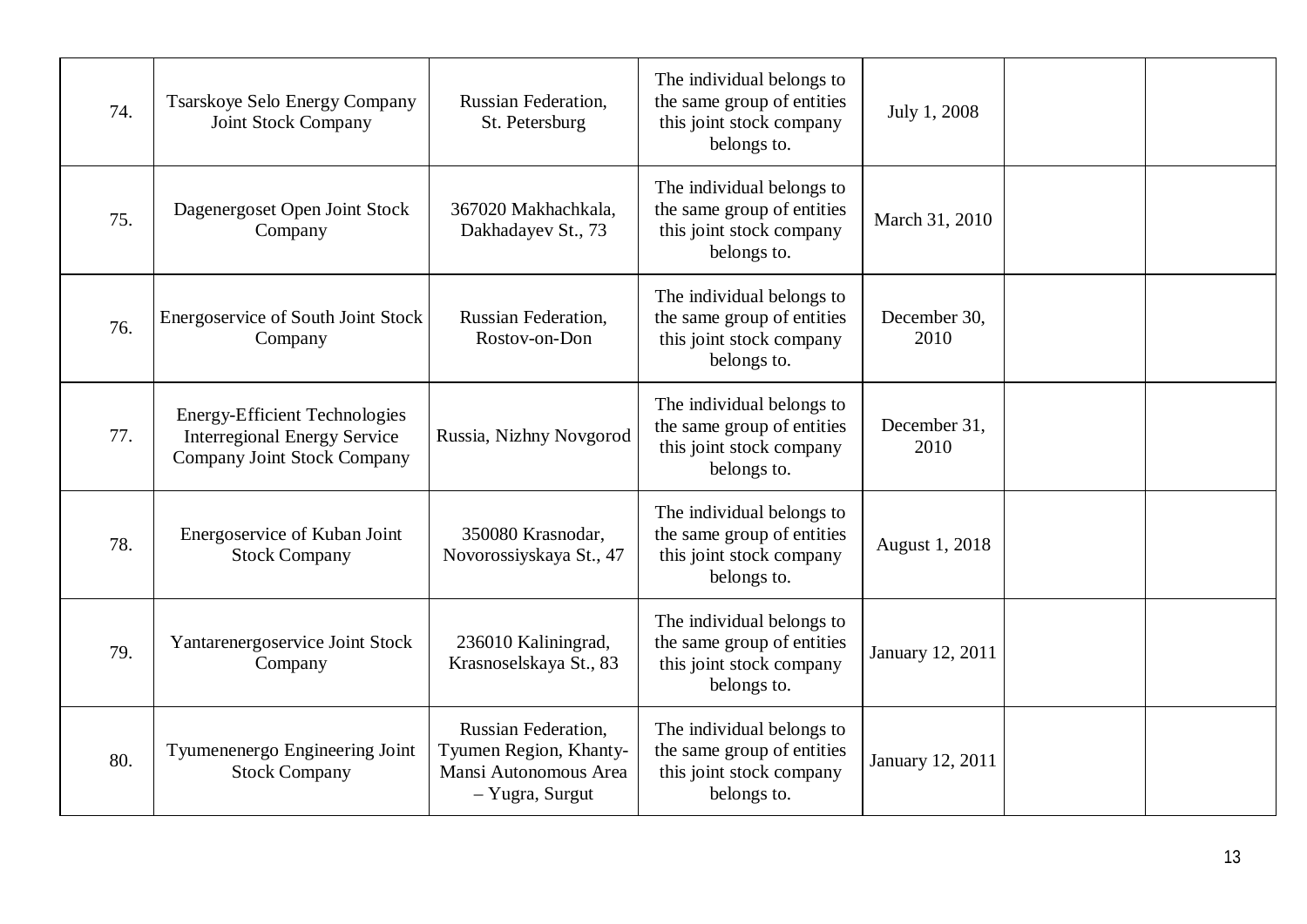| | | | | | | |
|---|---|---|---|---|---|---|
| 74. | Tsarskoye Selo Energy Company Joint Stock Company | Russian Federation, St. Petersburg | The individual belongs to the same group of entities this joint stock company belongs to. | July 1, 2008 | | |
| 75. | Dagenergoset Open Joint Stock Company | 367020 Makhachkala, Dakhadayev St., 73 | The individual belongs to the same group of entities this joint stock company belongs to. | March 31, 2010 | | |
| 76. | Energoservice of South Joint Stock Company | Russian Federation, Rostov-on-Don | The individual belongs to the same group of entities this joint stock company belongs to. | December 30, 2010 | | |
| 77. | Energy-Efficient Technologies Interregional Energy Service Company Joint Stock Company | Russia, Nizhny Novgorod | The individual belongs to the same group of entities this joint stock company belongs to. | December 31, 2010 | | |
| 78. | Energoservice of Kuban Joint Stock Company | 350080 Krasnodar, Novorossiyskaya St., 47 | The individual belongs to the same group of entities this joint stock company belongs to. | August 1, 2018 | | |
| 79. | Yantarenergoservice Joint Stock Company | 236010 Kaliningrad, Krasnoselskaya St., 83 | The individual belongs to the same group of entities this joint stock company belongs to. | January 12, 2011 | | |
| 80. | Tyumenenergo Engineering Joint Stock Company | Russian Federation, Tyumen Region, Khanty-Mansi Autonomous Area – Yugra, Surgut | The individual belongs to the same group of entities this joint stock company belongs to. | January 12, 2011 | | |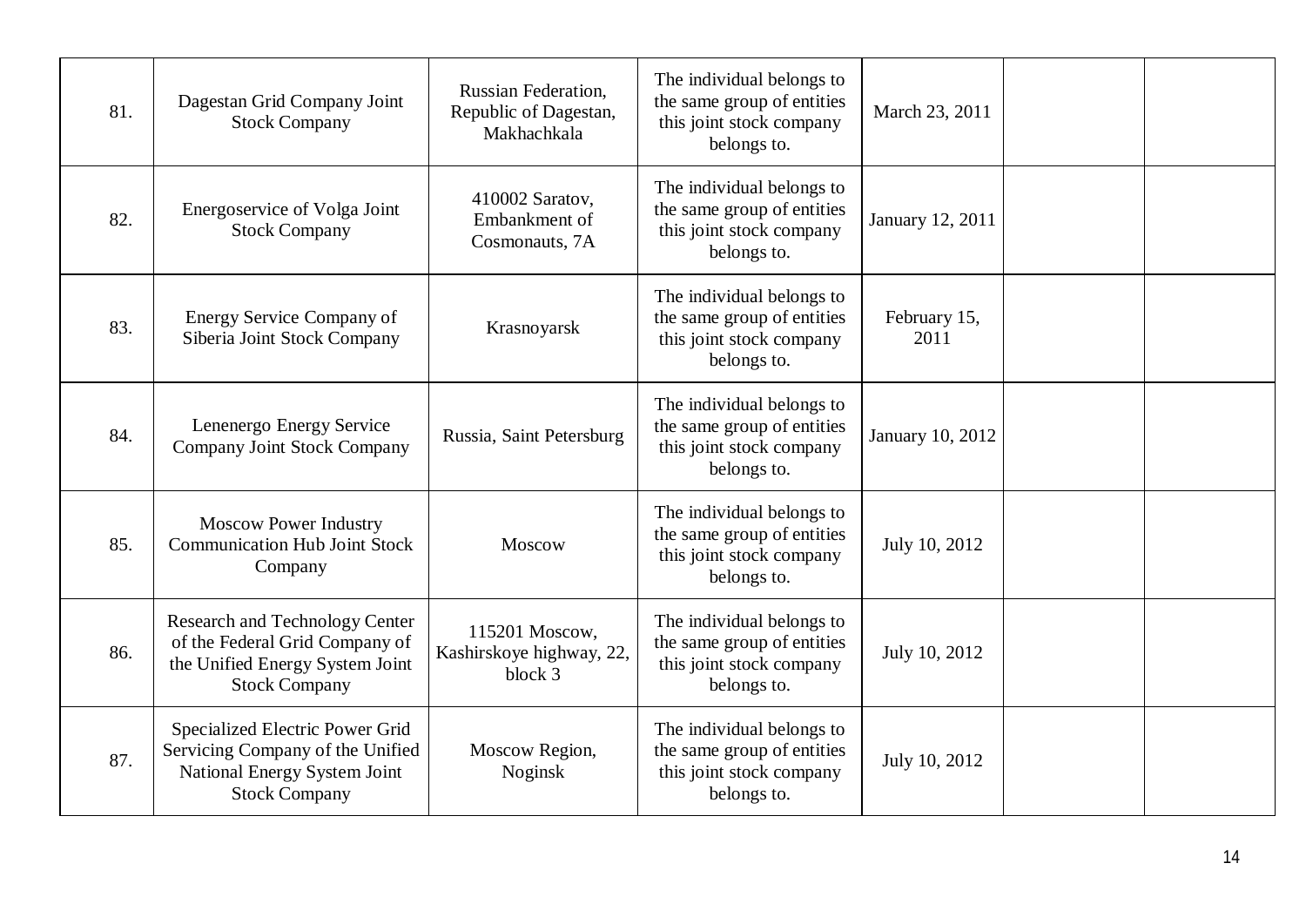| | | | | | | |
|---|---|---|---|---|---|---|
| 81. | Dagestan Grid Company Joint Stock Company | Russian Federation, Republic of Dagestan, Makhachkala | The individual belongs to the same group of entities this joint stock company belongs to. | March 23, 2011 | | |
| 82. | Energoservice of Volga Joint Stock Company | 410002 Saratov, Embankment of Cosmonauts, 7A | The individual belongs to the same group of entities this joint stock company belongs to. | January 12, 2011 | | |
| 83. | Energy Service Company of Siberia Joint Stock Company | Krasnoyarsk | The individual belongs to the same group of entities this joint stock company belongs to. | February 15, 2011 | | |
| 84. | Lenenergo Energy Service Company Joint Stock Company | Russia, Saint Petersburg | The individual belongs to the same group of entities this joint stock company belongs to. | January 10, 2012 | | |
| 85. | Moscow Power Industry Communication Hub Joint Stock Company | Moscow | The individual belongs to the same group of entities this joint stock company belongs to. | July 10, 2012 | | |
| 86. | Research and Technology Center of the Federal Grid Company of the Unified Energy System Joint Stock Company | 115201 Moscow, Kashirskoye highway, 22, block 3 | The individual belongs to the same group of entities this joint stock company belongs to. | July 10, 2012 | | |
| 87. | Specialized Electric Power Grid Servicing Company of the Unified National Energy System Joint Stock Company | Moscow Region, Noginsk | The individual belongs to the same group of entities this joint stock company belongs to. | July 10, 2012 | | |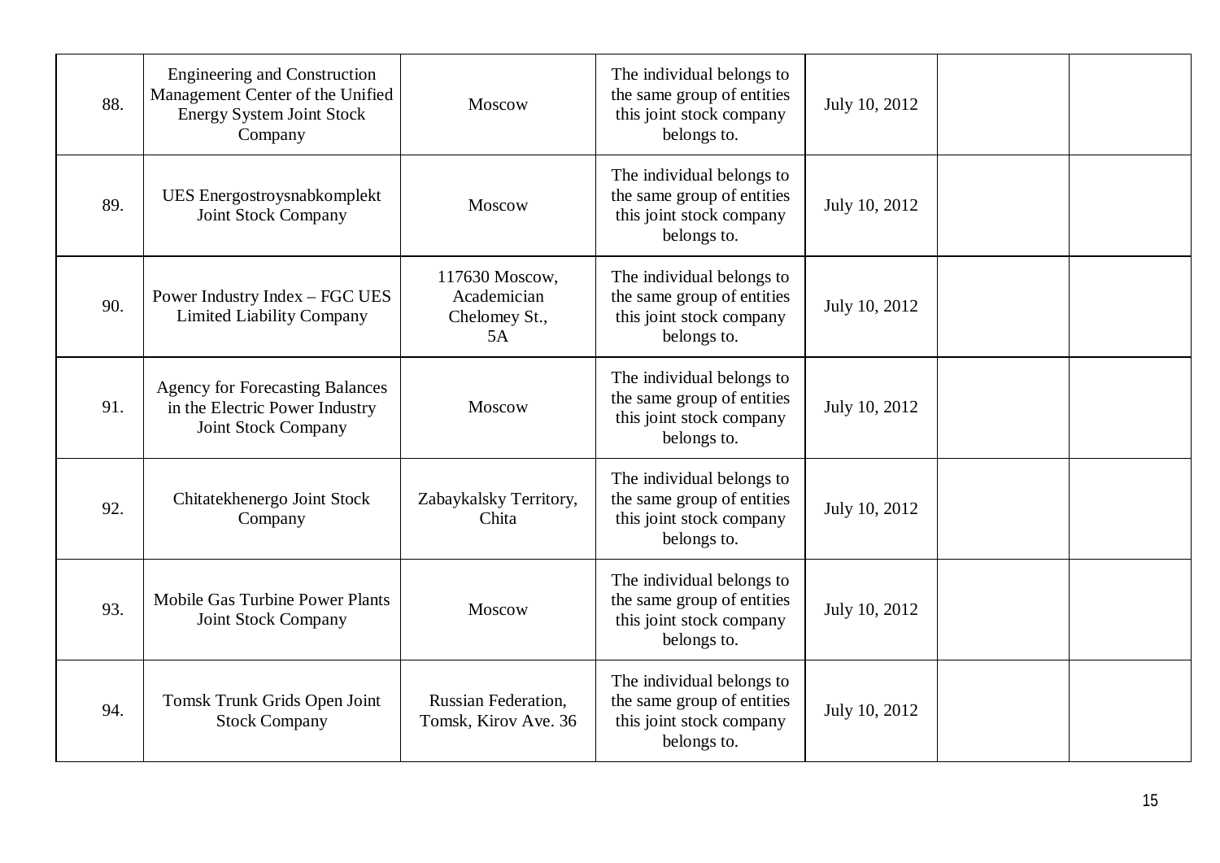| | | | | | | |
|---|---|---|---|---|---|---|
| 88. | Engineering and Construction Management Center of the Unified Energy System Joint Stock Company | Moscow | The individual belongs to the same group of entities this joint stock company belongs to. | July 10, 2012 | | |
| 89. | UES Energostroysnabkomplekt Joint Stock Company | Moscow | The individual belongs to the same group of entities this joint stock company belongs to. | July 10, 2012 | | |
| 90. | Power Industry Index – FGC UES Limited Liability Company | 117630 Moscow, Academician Chelomey St., 5A | The individual belongs to the same group of entities this joint stock company belongs to. | July 10, 2012 | | |
| 91. | Agency for Forecasting Balances in the Electric Power Industry Joint Stock Company | Moscow | The individual belongs to the same group of entities this joint stock company belongs to. | July 10, 2012 | | |
| 92. | Chitatekhenergo Joint Stock Company | Zabaykalsky Territory, Chita | The individual belongs to the same group of entities this joint stock company belongs to. | July 10, 2012 | | |
| 93. | Mobile Gas Turbine Power Plants Joint Stock Company | Moscow | The individual belongs to the same group of entities this joint stock company belongs to. | July 10, 2012 | | |
| 94. | Tomsk Trunk Grids Open Joint Stock Company | Russian Federation, Tomsk, Kirov Ave. 36 | The individual belongs to the same group of entities this joint stock company belongs to. | July 10, 2012 | | |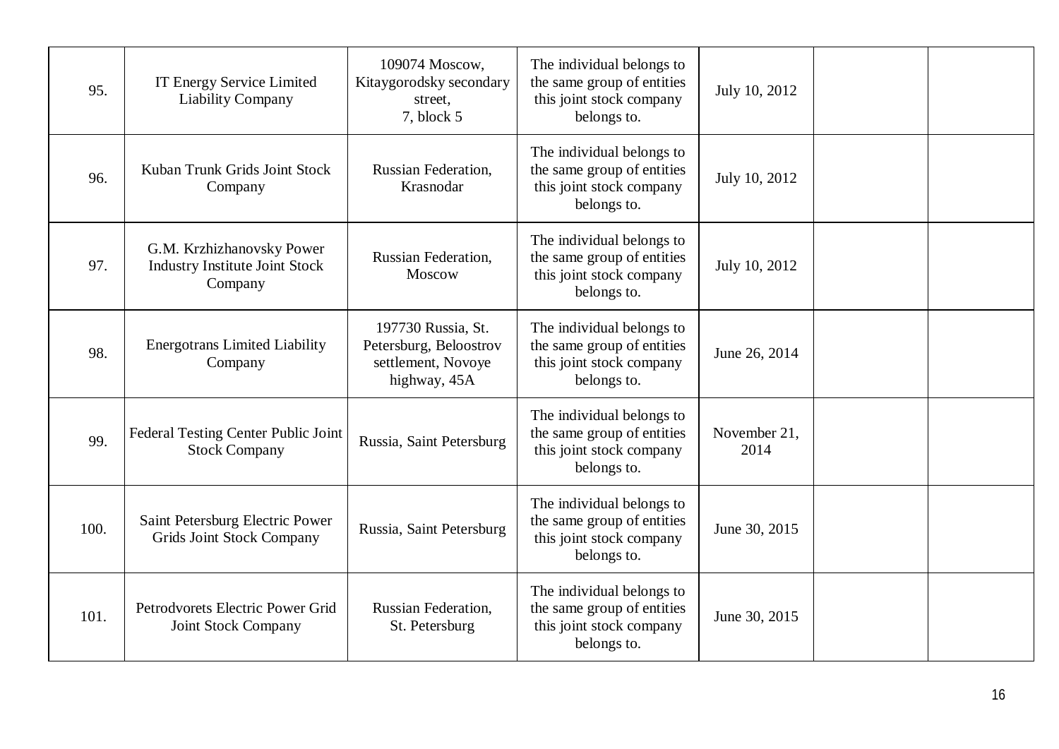| | | | | | | |
|---|---|---|---|---|---|---|
| 95. | IT Energy Service Limited Liability Company | 109074 Moscow, Kitaygorodsky secondary street, 7, block 5 | The individual belongs to the same group of entities this joint stock company belongs to. | July 10, 2012 | | |
| 96. | Kuban Trunk Grids Joint Stock Company | Russian Federation, Krasnodar | The individual belongs to the same group of entities this joint stock company belongs to. | July 10, 2012 | | |
| 97. | G.M. Krzhizhanovsky Power Industry Institute Joint Stock Company | Russian Federation, Moscow | The individual belongs to the same group of entities this joint stock company belongs to. | July 10, 2012 | | |
| 98. | Energotrans Limited Liability Company | 197730 Russia, St. Petersburg, Beloostrov settlement, Novoye highway, 45A | The individual belongs to the same group of entities this joint stock company belongs to. | June 26, 2014 | | |
| 99. | Federal Testing Center Public Joint Stock Company | Russia, Saint Petersburg | The individual belongs to the same group of entities this joint stock company belongs to. | November 21, 2014 | | |
| 100. | Saint Petersburg Electric Power Grids Joint Stock Company | Russia, Saint Petersburg | The individual belongs to the same group of entities this joint stock company belongs to. | June 30, 2015 | | |
| 101. | Petrodvorets Electric Power Grid Joint Stock Company | Russian Federation, St. Petersburg | The individual belongs to the same group of entities this joint stock company belongs to. | June 30, 2015 | | |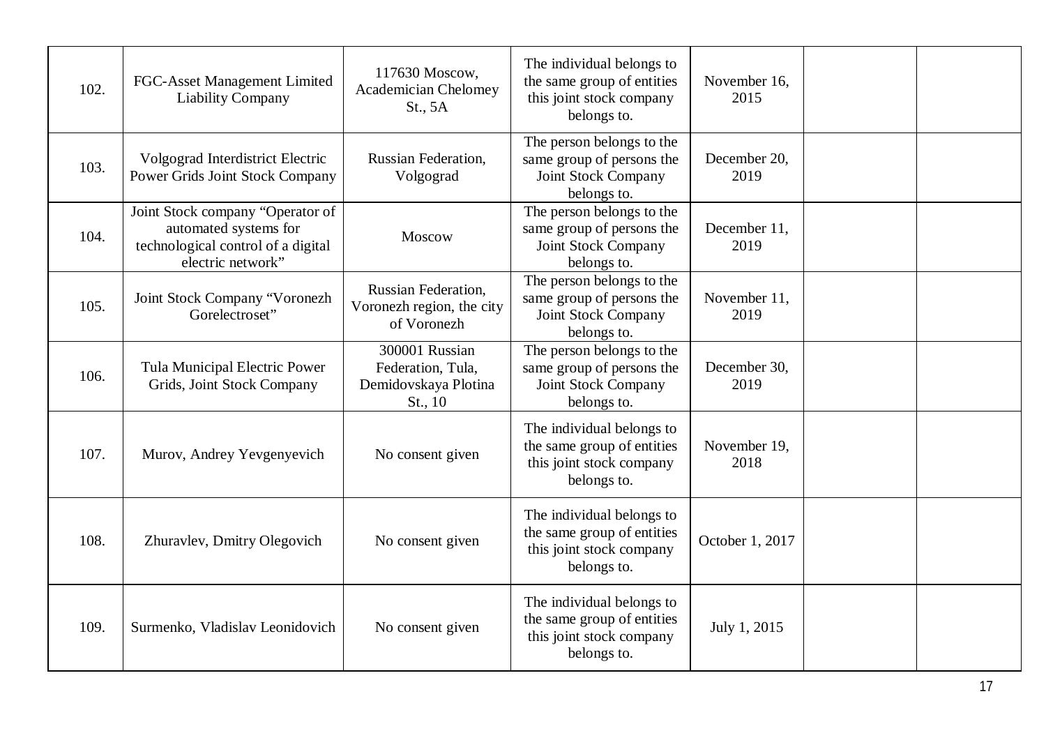| | | | | | | |
|---|---|---|---|---|---|---|
| 102. | FGC-Asset Management Limited Liability Company | 117630 Moscow, Academician Chelomey St., 5A | The individual belongs to the same group of entities this joint stock company belongs to. | November 16, 2015 | | |
| 103. | Volgograd Interdistrict Electric Power Grids Joint Stock Company | Russian Federation, Volgograd | The person belongs to the same group of persons the Joint Stock Company belongs to. | December 20, 2019 | | |
| 104. | Joint Stock company "Operator of automated systems for technological control of a digital electric network" | Moscow | The person belongs to the same group of persons the Joint Stock Company belongs to. | December 11, 2019 | | |
| 105. | Joint Stock Company "Voronezh Gorelectroset" | Russian Federation, Voronezh region, the city of Voronezh | The person belongs to the same group of persons the Joint Stock Company belongs to. | November 11, 2019 | | |
| 106. | Tula Municipal Electric Power Grids, Joint Stock Company | 300001 Russian Federation, Tula, Demidovskaya Plotina St., 10 | The person belongs to the same group of persons the Joint Stock Company belongs to. | December 30, 2019 | | |
| 107. | Murov, Andrey Yevgenyevich | No consent given | The individual belongs to the same group of entities this joint stock company belongs to. | November 19, 2018 | | |
| 108. | Zhuravlev, Dmitry Olegovich | No consent given | The individual belongs to the same group of entities this joint stock company belongs to. | October 1, 2017 | | |
| 109. | Surmenko, Vladislav Leonidovich | No consent given | The individual belongs to the same group of entities this joint stock company belongs to. | July 1, 2015 | | |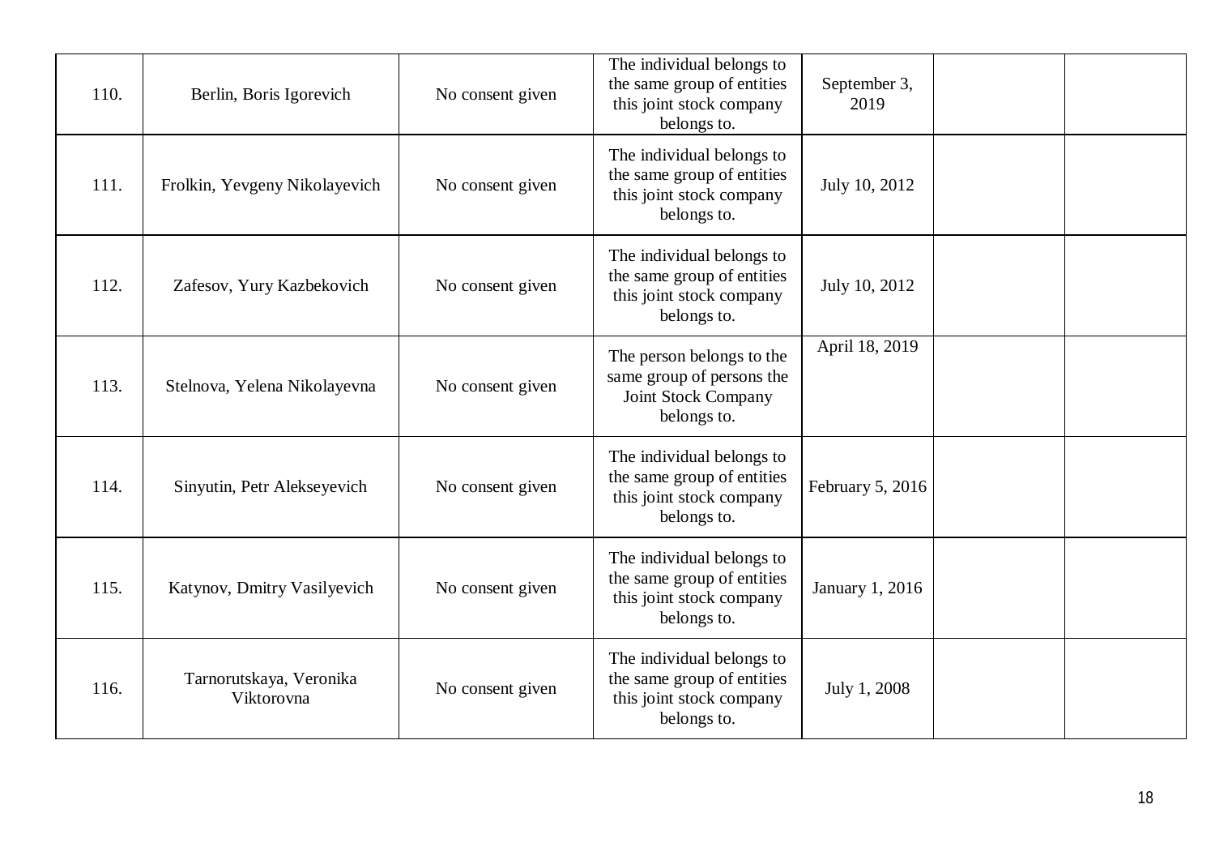| | | | | | | |
|---|---|---|---|---|---|---|
| 110. | Berlin, Boris Igorevich | No consent given | The individual belongs to the same group of entities this joint stock company belongs to. | September 3, 2019 | | |
| 111. | Frolkin, Yevgeny Nikolayevich | No consent given | The individual belongs to the same group of entities this joint stock company belongs to. | July 10, 2012 | | |
| 112. | Zafesov, Yury Kazbekovich | No consent given | The individual belongs to the same group of entities this joint stock company belongs to. | July 10, 2012 | | |
| 113. | Stelnova, Yelena Nikolayevna | No consent given | The person belongs to the same group of persons the Joint Stock Company belongs to. | April 18, 2019 | | |
| 114. | Sinyutin, Petr Alekseyevich | No consent given | The individual belongs to the same group of entities this joint stock company belongs to. | February 5, 2016 | | |
| 115. | Katynov, Dmitry Vasilyevich | No consent given | The individual belongs to the same group of entities this joint stock company belongs to. | January 1, 2016 | | |
| 116. | Tarnorutskaya, Veronika Viktorovna | No consent given | The individual belongs to the same group of entities this joint stock company belongs to. | July 1, 2008 | | |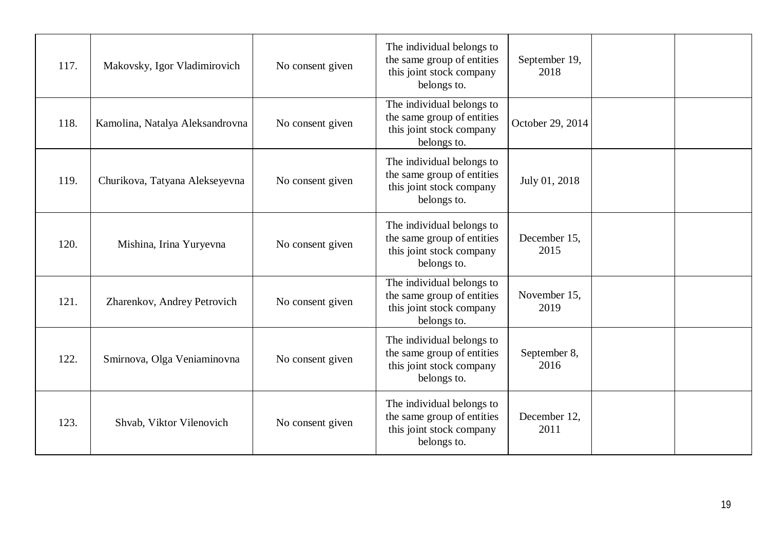| | | | | | | |
|---|---|---|---|---|---|---|
| 117. | Makovsky, Igor Vladimirovich | No consent given | The individual belongs to the same group of entities this joint stock company belongs to. | September 19, 2018 | | |
| 118. | Kamolina, Natalya Aleksandrovna | No consent given | The individual belongs to the same group of entities this joint stock company belongs to. | October 29, 2014 | | |
| 119. | Churikova, Tatyana Alekseyevna | No consent given | The individual belongs to the same group of entities this joint stock company belongs to. | July 01, 2018 | | |
| 120. | Mishina, Irina Yuryevna | No consent given | The individual belongs to the same group of entities this joint stock company belongs to. | December 15, 2015 | | |
| 121. | Zharenkov, Andrey Petrovich | No consent given | The individual belongs to the same group of entities this joint stock company belongs to. | November 15, 2019 | | |
| 122. | Smirnova, Olga Veniaminovna | No consent given | The individual belongs to the same group of entities this joint stock company belongs to. | September 8, 2016 | | |
| 123. | Shvab, Viktor Vilenovich | No consent given | The individual belongs to the same group of entities this joint stock company belongs to. | December 12, 2011 | | |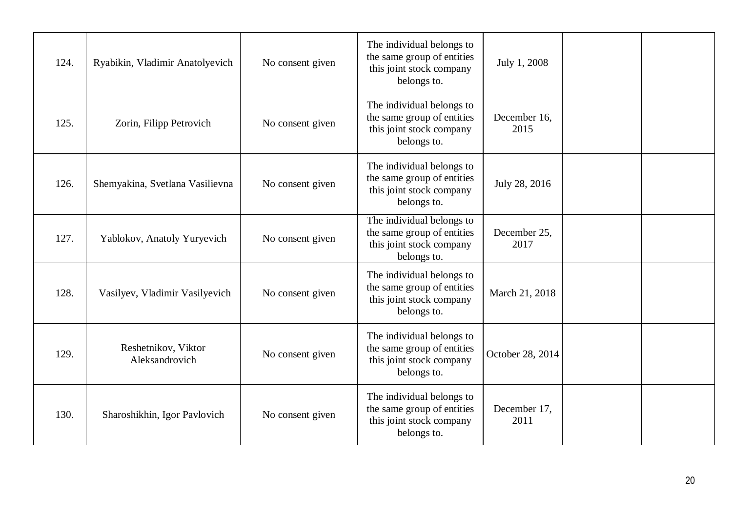| 124. | Ryabikin, Vladimir Anatolyevich | No consent given | The individual belongs to the same group of entities this joint stock company belongs to. | July 1, 2008 | | |
|---|---|---|---|---|---|---|
| 125. | Zorin, Filipp Petrovich | No consent given | The individual belongs to the same group of entities this joint stock company belongs to. | December 16, 2015 | | |
| 126. | Shemyakina, Svetlana Vasilievna | No consent given | The individual belongs to the same group of entities this joint stock company belongs to. | July 28, 2016 | | |
| 127. | Yablokov, Anatoly Yuryevich | No consent given | The individual belongs to the same group of entities this joint stock company belongs to. | December 25, 2017 | | |
| 128. | Vasilyev, Vladimir Vasilyevich | No consent given | The individual belongs to the same group of entities this joint stock company belongs to. | March 21, 2018 | | |
| 129. | Reshetnikov, Viktor Aleksandrovich | No consent given | The individual belongs to the same group of entities this joint stock company belongs to. | October 28, 2014 | | |
| 130. | Sharoshikhin, Igor Pavlovich | No consent given | The individual belongs to the same group of entities this joint stock company belongs to. | December 17, 2011 | | |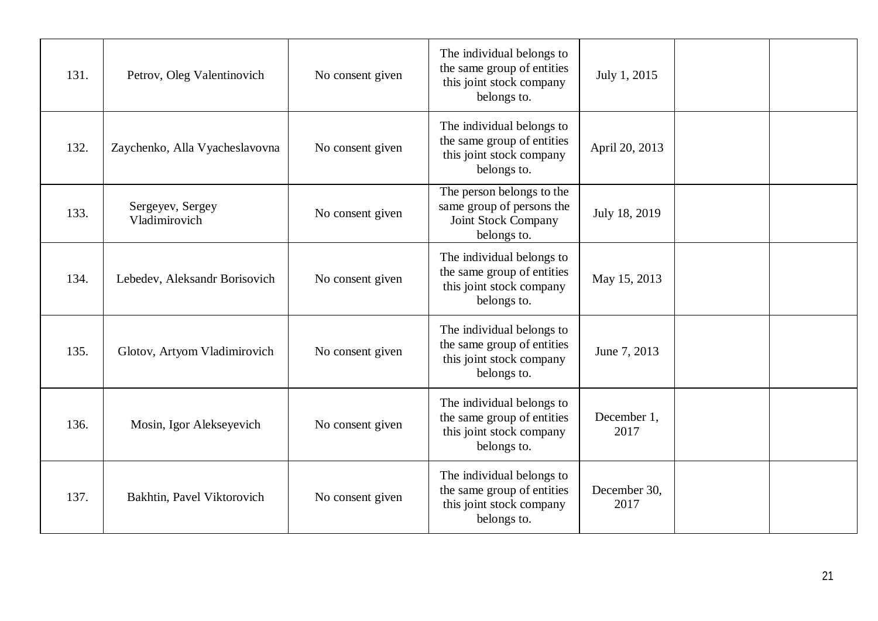| | | | | | | |
|---|---|---|---|---|---|---|
| 131. | Petrov, Oleg Valentinovich | No consent given | The individual belongs to the same group of entities this joint stock company belongs to. | July 1, 2015 | | |
| 132. | Zaychenko, Alla Vyacheslavovna | No consent given | The individual belongs to the same group of entities this joint stock company belongs to. | April 20, 2013 | | |
| 133. | Sergeyev, Sergey Vladimirovich | No consent given | The person belongs to the same group of persons the Joint Stock Company belongs to. | July 18, 2019 | | |
| 134. | Lebedev, Aleksandr Borisovich | No consent given | The individual belongs to the same group of entities this joint stock company belongs to. | May 15, 2013 | | |
| 135. | Glotov, Artyom Vladimirovich | No consent given | The individual belongs to the same group of entities this joint stock company belongs to. | June 7, 2013 | | |
| 136. | Mosin, Igor Alekseyevich | No consent given | The individual belongs to the same group of entities this joint stock company belongs to. | December 1, 2017 | | |
| 137. | Bakhtin, Pavel Viktorovich | No consent given | The individual belongs to the same group of entities this joint stock company belongs to. | December 30, 2017 | | |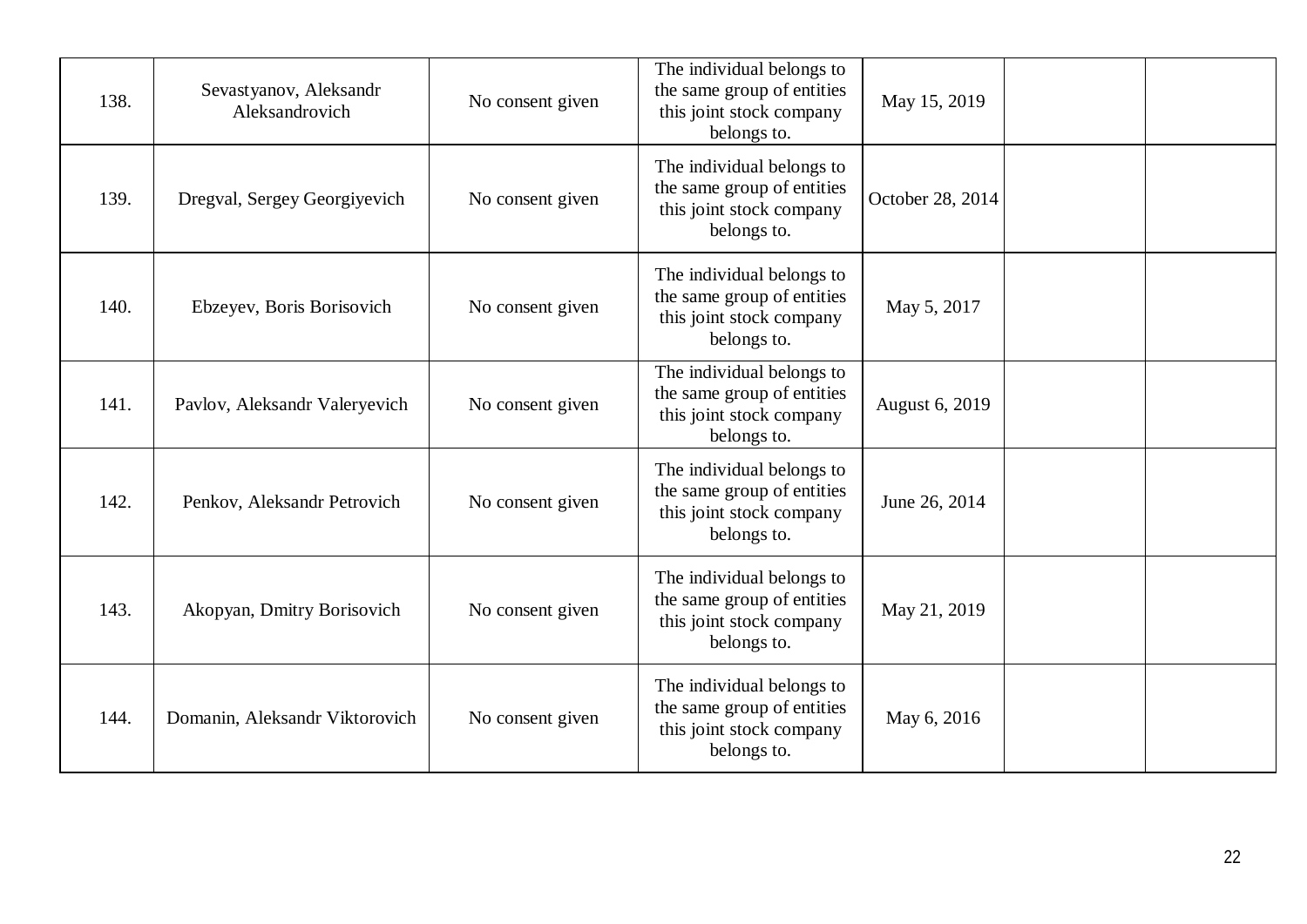| 138. | Sevastyanov, Aleksandr Aleksandrovich | No consent given | The individual belongs to the same group of entities this joint stock company belongs to. | May 15, 2019 | | |
|---|---|---|---|---|---|---|
| 139. | Dregval, Sergey Georgiyevich | No consent given | The individual belongs to the same group of entities this joint stock company belongs to. | October 28, 2014 | | |
| 140. | Ebzeyev, Boris Borisovich | No consent given | The individual belongs to the same group of entities this joint stock company belongs to. | May 5, 2017 | | |
| 141. | Pavlov, Aleksandr Valeryevich | No consent given | The individual belongs to the same group of entities this joint stock company belongs to. | August 6, 2019 | | |
| 142. | Penkov, Aleksandr Petrovich | No consent given | The individual belongs to the same group of entities this joint stock company belongs to. | June 26, 2014 | | |
| 143. | Akopyan, Dmitry Borisovich | No consent given | The individual belongs to the same group of entities this joint stock company belongs to. | May 21, 2019 | | |
| 144. | Domanin, Aleksandr Viktorovich | No consent given | The individual belongs to the same group of entities this joint stock company belongs to. | May 6, 2016 | | |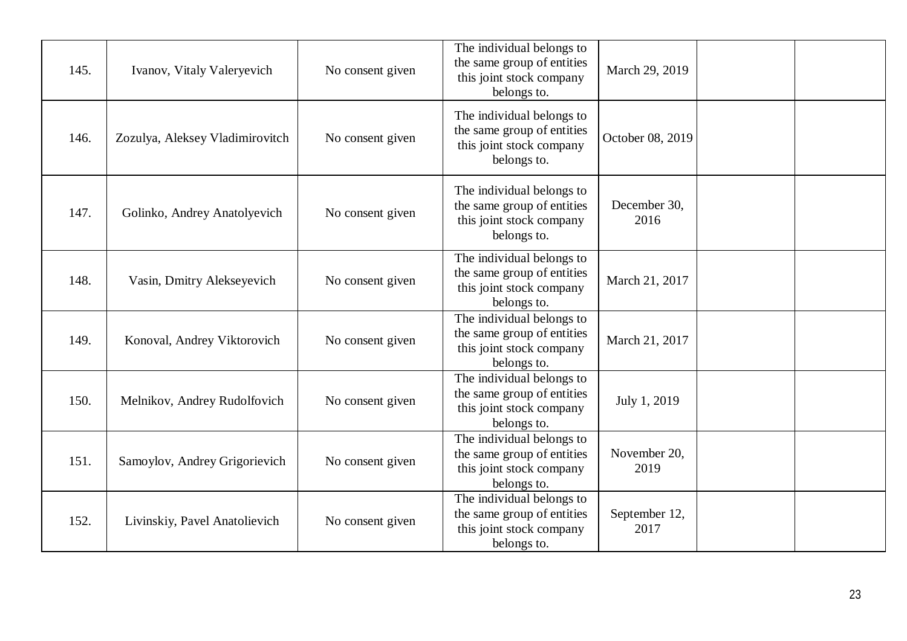| | | | | | | |
|---|---|---|---|---|---|---|
| 145. | Ivanov, Vitaly Valeryevich | No consent given | The individual belongs to the same group of entities this joint stock company belongs to. | March 29, 2019 | | |
| 146. | Zozulya, Aleksey Vladimirovitch | No consent given | The individual belongs to the same group of entities this joint stock company belongs to. | October 08, 2019 | | |
| 147. | Golinko, Andrey Anatolyevich | No consent given | The individual belongs to the same group of entities this joint stock company belongs to. | December 30, 2016 | | |
| 148. | Vasin, Dmitry Alekseyevich | No consent given | The individual belongs to the same group of entities this joint stock company belongs to. | March 21, 2017 | | |
| 149. | Konoval, Andrey Viktorovich | No consent given | The individual belongs to the same group of entities this joint stock company belongs to. | March 21, 2017 | | |
| 150. | Melnikov, Andrey Rudolfovich | No consent given | The individual belongs to the same group of entities this joint stock company belongs to. | July 1, 2019 | | |
| 151. | Samoylov, Andrey Grigorievich | No consent given | The individual belongs to the same group of entities this joint stock company belongs to. | November 20, 2019 | | |
| 152. | Livinskiy, Pavel Anatolievich | No consent given | The individual belongs to the same group of entities this joint stock company belongs to. | September 12, 2017 | | |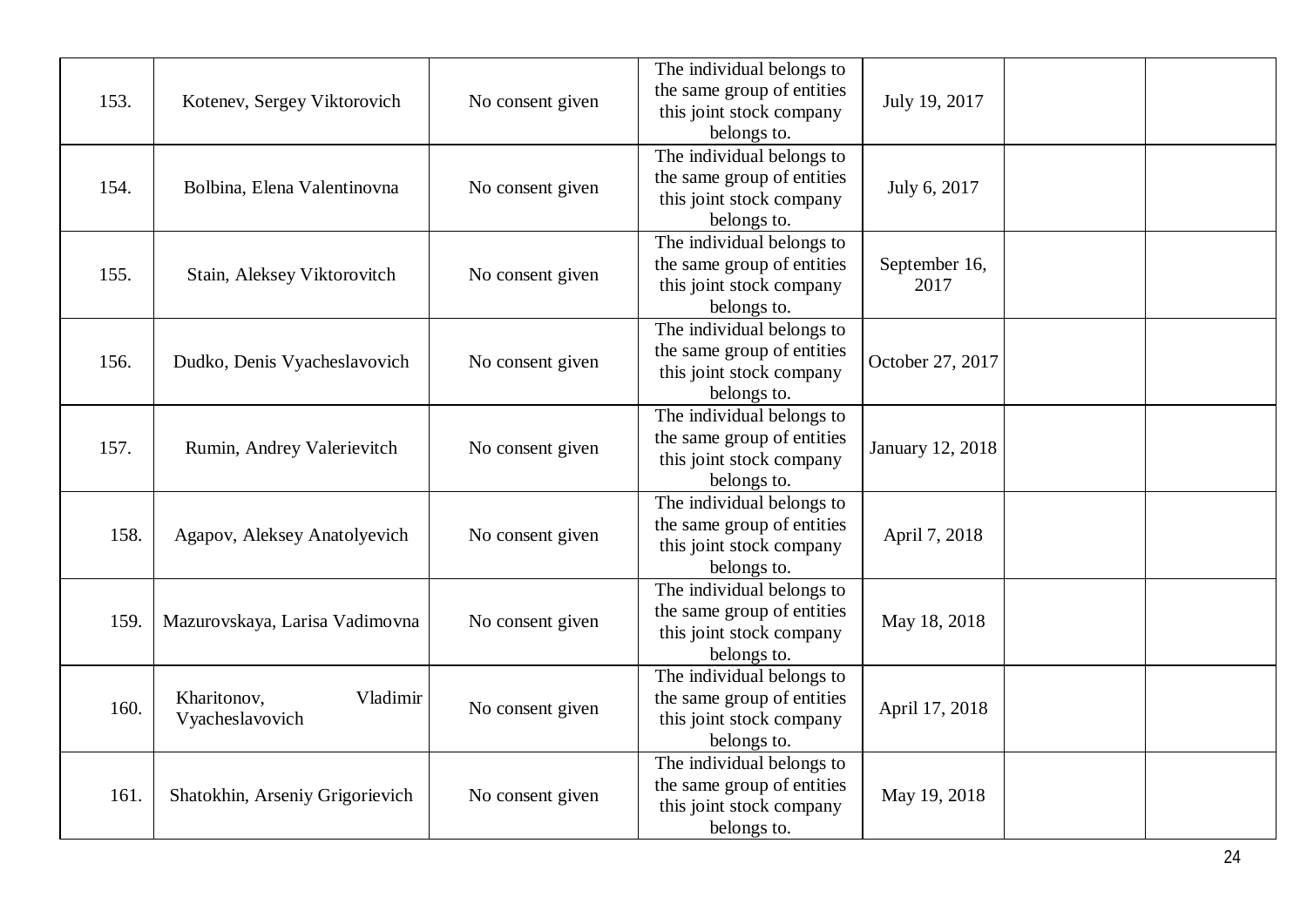| | | | | | | |
|---|---|---|---|---|---|---|
| 153. | Kotenev, Sergey Viktorovich | No consent given | The individual belongs to the same group of entities this joint stock company belongs to. | July 19, 2017 | | |
| 154. | Bolbina, Elena Valentinovna | No consent given | The individual belongs to the same group of entities this joint stock company belongs to. | July 6, 2017 | | |
| 155. | Stain, Aleksey Viktorovitch | No consent given | The individual belongs to the same group of entities this joint stock company belongs to. | September 16, 2017 | | |
| 156. | Dudko, Denis Vyacheslavovich | No consent given | The individual belongs to the same group of entities this joint stock company belongs to. | October 27, 2017 | | |
| 157. | Rumin, Andrey Valerievitch | No consent given | The individual belongs to the same group of entities this joint stock company belongs to. | January 12, 2018 | | |
| 158. | Agapov, Aleksey Anatolyevich | No consent given | The individual belongs to the same group of entities this joint stock company belongs to. | April 7, 2018 | | |
| 159. | Mazurovskaya, Larisa Vadimovna | No consent given | The individual belongs to the same group of entities this joint stock company belongs to. | May 18, 2018 | | |
| 160. | Kharitonov, Vladimir Vyacheslavovich | No consent given | The individual belongs to the same group of entities this joint stock company belongs to. | April 17, 2018 | | |
| 161. | Shatokhin, Arseniy Grigorievich | No consent given | The individual belongs to the same group of entities this joint stock company belongs to. | May 19, 2018 | | |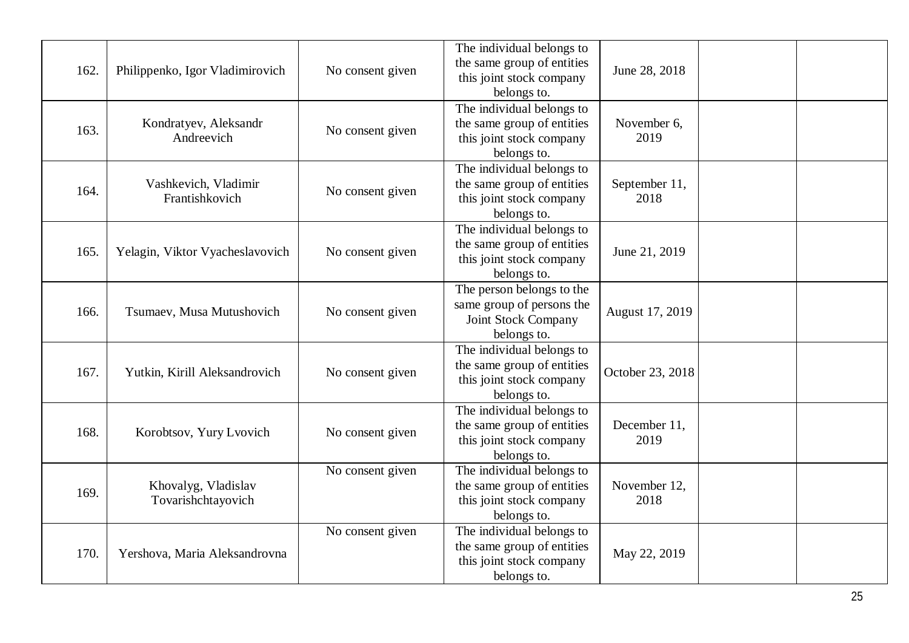| | | | | | | |
|---|---|---|---|---|---|---|
| 162. | Philippenko, Igor Vladimirovich | No consent given | The individual belongs to the same group of entities this joint stock company belongs to. | June 28, 2018 | | |
| 163. | Kondratyev, Aleksandr Andreevich | No consent given | The individual belongs to the same group of entities this joint stock company belongs to. | November 6, 2019 | | |
| 164. | Vashkevich, Vladimir Frantishkovich | No consent given | The individual belongs to the same group of entities this joint stock company belongs to. | September 11, 2018 | | |
| 165. | Yelagin, Viktor Vyacheslavovich | No consent given | The individual belongs to the same group of entities this joint stock company belongs to. | June 21, 2019 | | |
| 166. | Tsumaev, Musa Mutushovich | No consent given | The person belongs to the same group of persons the Joint Stock Company belongs to. | August 17, 2019 | | |
| 167. | Yutkin, Kirill Aleksandrovich | No consent given | The individual belongs to the same group of entities this joint stock company belongs to. | October 23, 2018 | | |
| 168. | Korobtsov, Yury Lvovich | No consent given | The individual belongs to the same group of entities this joint stock company belongs to. | December 11, 2019 | | |
| 169. | Khovalyg, Vladislav Tovarishchtayovich | No consent given | The individual belongs to the same group of entities this joint stock company belongs to. | November 12, 2018 | | |
| 170. | Yershova, Maria Aleksandrovna | No consent given | The individual belongs to the same group of entities this joint stock company belongs to. | May 22, 2019 | | |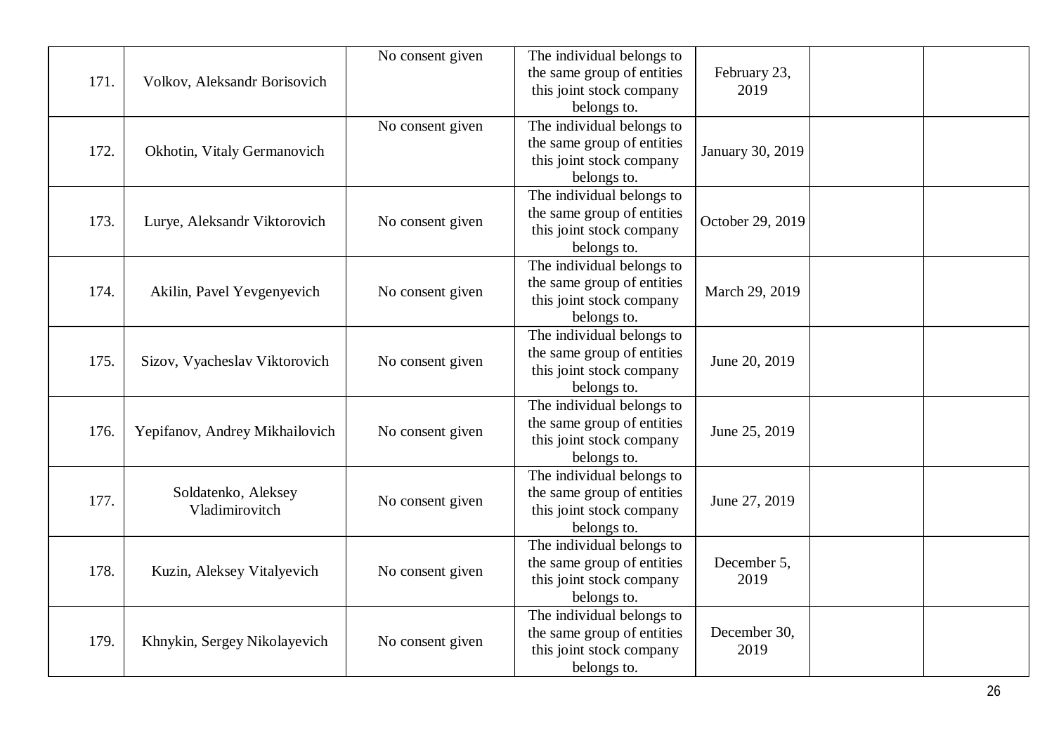| 171. | Volkov, Aleksandr Borisovich | No consent given | The individual belongs to the same group of entities this joint stock company belongs to. | February 23, 2019 | | |
|---|---|---|---|---|---|---|
| 172. | Okhotin, Vitaly Germanovich | No consent given | The individual belongs to the same group of entities this joint stock company belongs to. | January 30, 2019 | | |
| 173. | Lurye, Aleksandr Viktorovich | No consent given | The individual belongs to the same group of entities this joint stock company belongs to. | October 29, 2019 | | |
| 174. | Akilin, Pavel Yevgenyevich | No consent given | The individual belongs to the same group of entities this joint stock company belongs to. | March 29, 2019 | | |
| 175. | Sizov, Vyacheslav Viktorovich | No consent given | The individual belongs to the same group of entities this joint stock company belongs to. | June 20, 2019 | | |
| 176. | Yepifanov, Andrey Mikhailovich | No consent given | The individual belongs to the same group of entities this joint stock company belongs to. | June 25, 2019 | | |
| 177. | Soldatenko, Aleksey Vladimirovitch | No consent given | The individual belongs to the same group of entities this joint stock company belongs to. | June 27, 2019 | | |
| 178. | Kuzin, Aleksey Vitalyevich | No consent given | The individual belongs to the same group of entities this joint stock company belongs to. | December 5, 2019 | | |
| 179. | Khnykin, Sergey Nikolayevich | No consent given | The individual belongs to the same group of entities this joint stock company belongs to. | December 30, 2019 | | |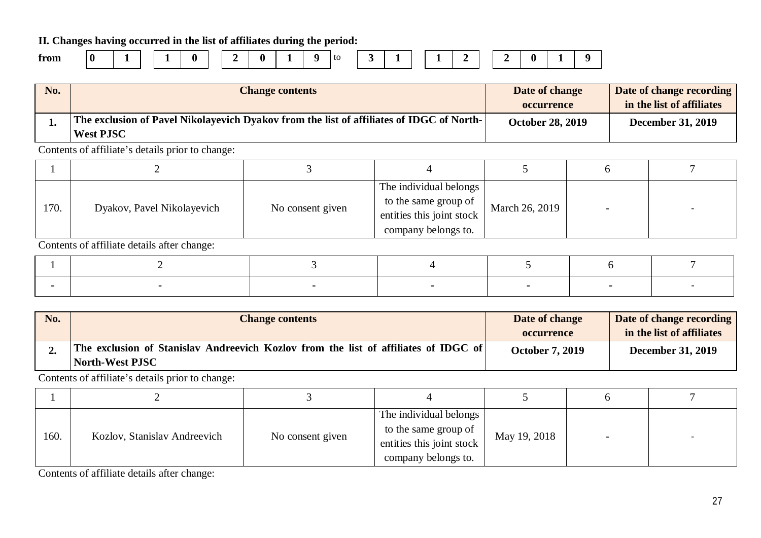**II. Changes having occurred in the list of affiliates during the period:**

**from** | 0 | 1 | | 1 | 0 | | 2 | 0 | 1 | 9 | to | 3 | 1 | | 1 | 2 | | 2 | 0 | 1 | 9 |

| No. | Change contents | Date of change occurrence | Date of change recording in the list of affiliates |
|---|---|---|---|
| **1.** | **The exclusion of Pavel Nikolayevich Dyakov from the list of affiliates of IDGC of North-West PJSC** | **October 28, 2019** | **December 31, 2019** |

Contents of affiliate's details prior to change:

| 1 | 2 | 3 | 4 | 5 | 6 | 7 |
|---|---|---|---|---|---|---|
| 170. | Dyakov, Pavel Nikolayevich | No consent given | The individual belongs to the same group of entities this joint stock company belongs to. | March 26, 2019 | - | - |

Contents of affiliate details after change:

| 1 | 2 | 3 | 4 | 5 | 6 | 7 |
|---|---|---|---|---|---|---|
| - | - | - | - | - | - | - |

| No. | Change contents | Date of change occurrence | Date of change recording in the list of affiliates |
|---|---|---|---|
| **2.** | **The exclusion of Stanislav Andreevich Kozlov from the list of affiliates of IDGC of North-West PJSC** | **October 7, 2019** | **December 31, 2019** |

Contents of affiliate's details prior to change:

| 1 | 2 | 3 | 4 | 5 | 6 | 7 |
|---|---|---|---|---|---|---|
| 160. | Kozlov, Stanislav Andreevich | No consent given | The individual belongs to the same group of entities this joint stock company belongs to. | May 19, 2018 | - | - |

Contents of affiliate details after change: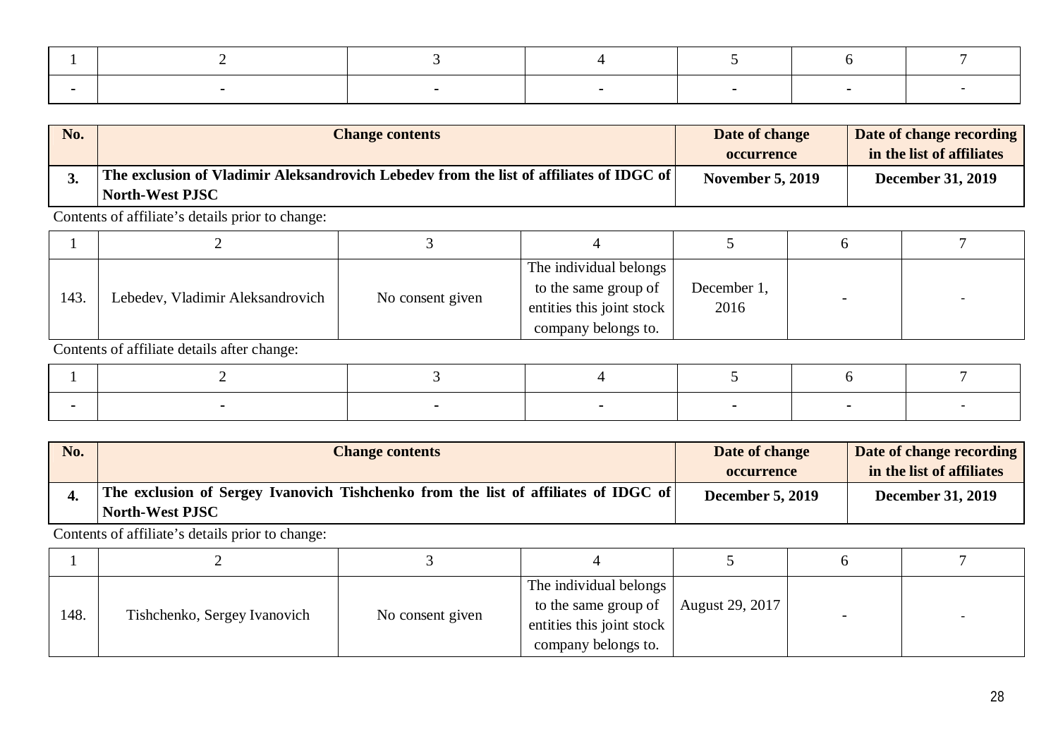| 1 | 2 | 3 | 4 | 5 | 6 | 7 |
|---|---|---|---|---|---|---|
| - | - | - | - | - | - | - |

| No. | Change contents | Date of change occurrence | Date of change recording in the list of affiliates |
|---|---|---|---|
| **3.** | **The exclusion of Vladimir Aleksandrovich Lebedev from the list of affiliates of IDGC of North-West PJSC** | **November 5, 2019** | **December 31, 2019** |

Contents of affiliate's details prior to change:

| 1 | 2 | 3 | 4 | 5 | 6 | 7 |
|---|---|---|---|---|---|---|
| 143. | Lebedev, Vladimir Aleksandrovich | No consent given | The individual belongs to the same group of entities this joint stock company belongs to. | December 1, 2016 | - | - |

Contents of affiliate details after change:

| 1 | 2 | 3 | 4 | 5 | 6 | 7 |
|---|---|---|---|---|---|---|
| - | - | - | - | - | - | - |

| No. | Change contents | Date of change occurrence | Date of change recording in the list of affiliates |
|---|---|---|---|
| **4.** | **The exclusion of Sergey Ivanovich Tishchenko from the list of affiliates of IDGC of North-West PJSC** | **December 5, 2019** | **December 31, 2019** |

Contents of affiliate's details prior to change:

| 1 | 2 | 3 | 4 | 5 | 6 | 7 |
|---|---|---|---|---|---|---|
| 148. | Tishchenko, Sergey Ivanovich | No consent given | The individual belongs to the same group of entities this joint stock company belongs to. | August 29, 2017 | - | - |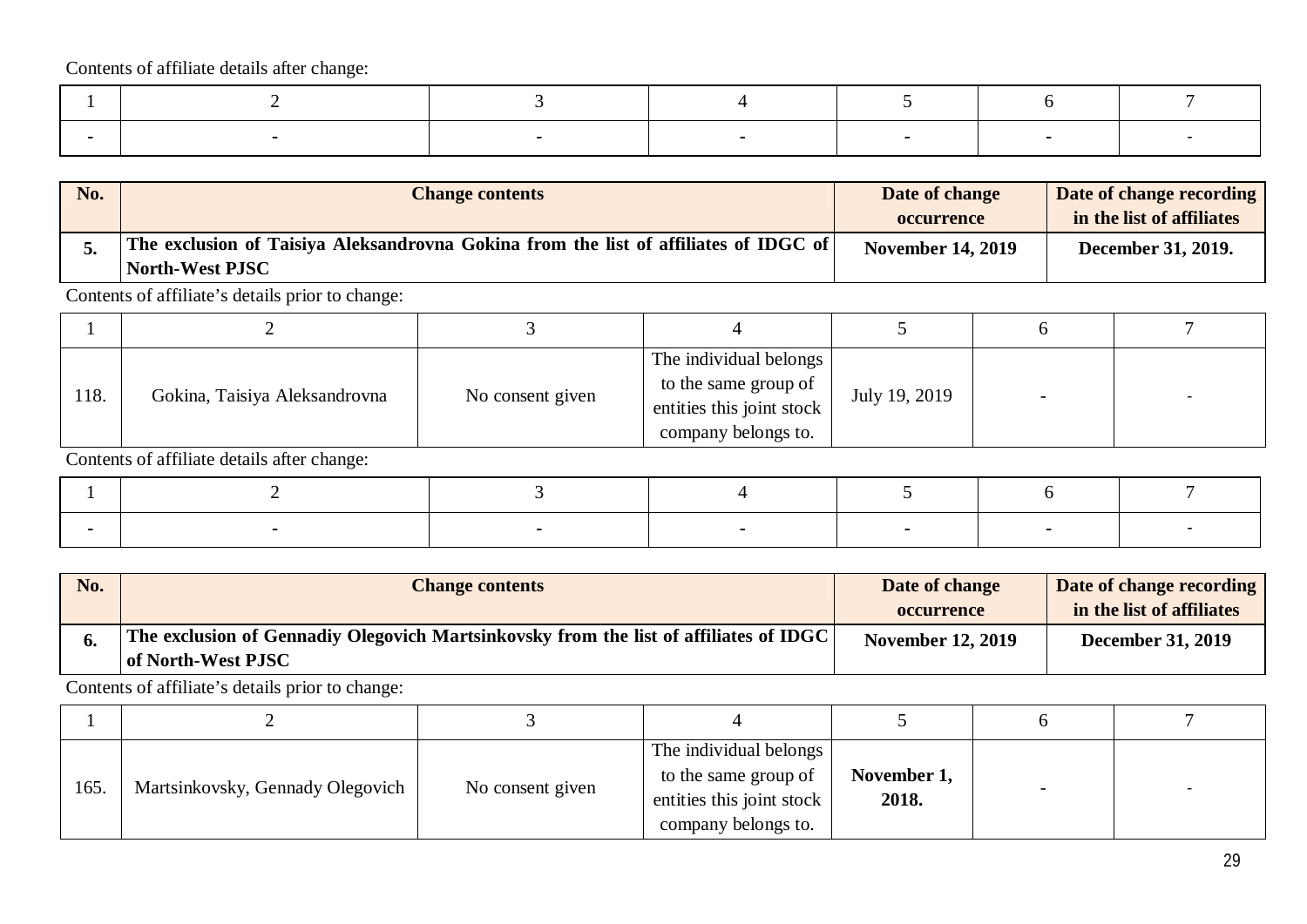Contents of affiliate details after change:

| 1 | 2 | 3 | 4 | 5 | 6 | 7 |
|---|---|---|---|---|---|---|
| - | - | - | - | - | - | - |

| No. | Change contents | Date of change occurrence | Date of change recording in the list of affiliates |
|---|---|---|---|
| **5.** | **The exclusion of Taisiya Aleksandrovna Gokina from the list of affiliates of IDGC of North-West PJSC** | **November 14, 2019** | **December 31, 2019.** |

Contents of affiliate's details prior to change:

| 1 | 2 | 3 | 4 | 5 | 6 | 7 |
|---|---|---|---|---|---|---|
| 118. | Gokina, Taisiya Aleksandrovna | No consent given | The individual belongs to the same group of entities this joint stock company belongs to. | July 19, 2019 | - | - |

Contents of affiliate details after change:

| 1 | 2 | 3 | 4 | 5 | 6 | 7 |
|---|---|---|---|---|---|---|
| - | - | - | - | - | - | - |

| No. | Change contents | Date of change occurrence | Date of change recording in the list of affiliates |
|---|---|---|---|
| **6.** | **The exclusion of Gennadiy Olegovich Martsinkovsky from the list of affiliates of IDGC of North-West PJSC** | **November 12, 2019** | **December 31, 2019** |

Contents of affiliate's details prior to change:

| 1 | 2 | 3 | 4 | 5 | 6 | 7 |
|---|---|---|---|---|---|---|
| 165. | Martsinkovsky, Gennady Olegovich | No consent given | The individual belongs to the same group of entities this joint stock company belongs to. | **November 1, 2018.** | - | - |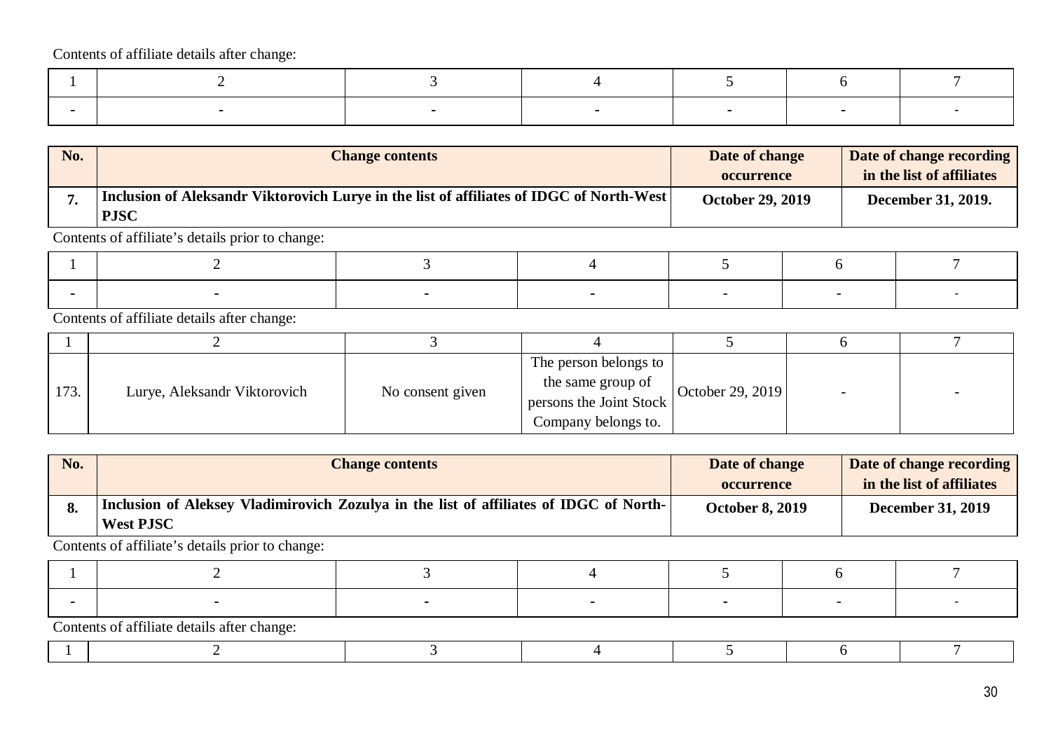Contents of affiliate details after change:

| 1 | 2 | 3 | 4 | 5 | 6 | 7 |
|---|---|---|---|---|---|---|
| - | - | - | - | - | - | - |

| No. | Change contents | Date of change occurrence | Date of change recording in the list of affiliates |
|---|---|---|---|
| **7.** | **Inclusion of Aleksandr Viktorovich Lurye in the list of affiliates of IDGC of North-West PJSC** | **October 29, 2019** | **December 31, 2019.** |

Contents of affiliate's details prior to change:

| 1 | 2 | 3 | 4 | 5 | 6 | 7 |
|---|---|---|---|---|---|---|
| - | - | - | - | - | - | - |

Contents of affiliate details after change:

| 1 | 2 | 3 | 4 | 5 | 6 | 7 |
|---|---|---|---|---|---|---|
| 173. | Lurye, Aleksandr Viktorovich | No consent given | The person belongs to the same group of persons the Joint Stock Company belongs to. | October 29, 2019 | - | - |

| No. | Change contents | Date of change occurrence | Date of change recording in the list of affiliates |
|---|---|---|---|
| **8.** | **Inclusion of Aleksey Vladimirovich Zozulya in the list of affiliates of IDGC of North-West PJSC** | **October 8, 2019** | **December 31, 2019** |

Contents of affiliate's details prior to change:

| 1 | 2 | 3 | 4 | 5 | 6 | 7 |
|---|---|---|---|---|---|---|
| - | - | - | - | - | - | - |

Contents of affiliate details after change:

| 1 | 2 | 3 | 4 | 5 | 6 | 7 |
|---|---|---|---|---|---|---|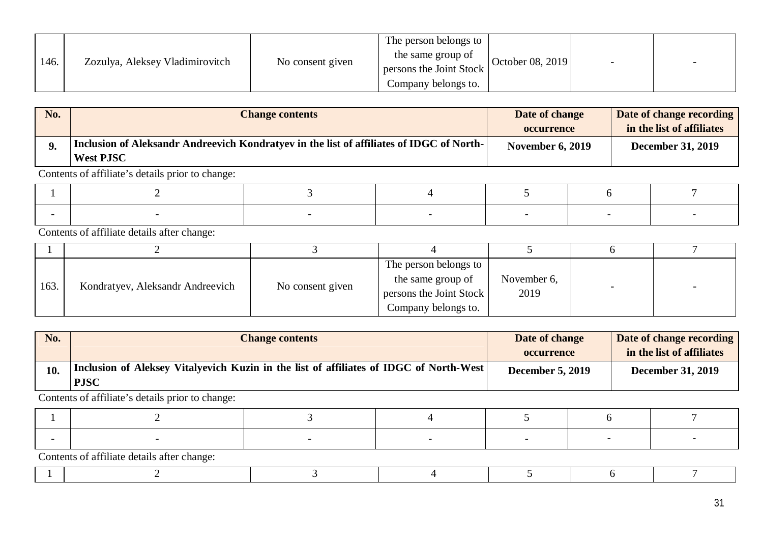| 146. | Zozulya, Aleksey Vladimirovitch | No consent given | The person belongs to the same group of persons the Joint Stock Company belongs to. | October 08, 2019 | - | - |
|---|---|---|---|---|---|---|

| No. | Change contents | Date of change occurrence | Date of change recording in the list of affiliates |
|---|---|---|---|
| **9.** | **Inclusion of Aleksandr Andreevich Kondratyev in the list of affiliates of IDGC of North-West PJSC** | **November 6, 2019** | **December 31, 2019** |

Contents of affiliate's details prior to change:

| 1 | 2 | 3 | 4 | 5 | 6 | 7 |
|---|---|---|---|---|---|---|
| - | - | - | - | - | - | - |

Contents of affiliate details after change:

| 1 | 2 | 3 | 4 | 5 | 6 | 7 |
|---|---|---|---|---|---|---|
| 163. | Kondratyev, Aleksandr Andreevich | No consent given | The person belongs to the same group of persons the Joint Stock Company belongs to. | November 6, 2019 | - | - |

| No. | Change contents | Date of change occurrence | Date of change recording in the list of affiliates |
|---|---|---|---|
| **10.** | **Inclusion of Aleksey Vitalyevich Kuzin in the list of affiliates of IDGC of North-West PJSC** | **December 5, 2019** | **December 31, 2019** |

Contents of affiliate's details prior to change:

| 1 | 2 | 3 | 4 | 5 | 6 | 7 |
|---|---|---|---|---|---|---|
| - | - | - | - | - | - | - |

Contents of affiliate details after change:

| 1 | 2 | 3 | 4 | 5 | 6 | 7 |
|---|---|---|---|---|---|---|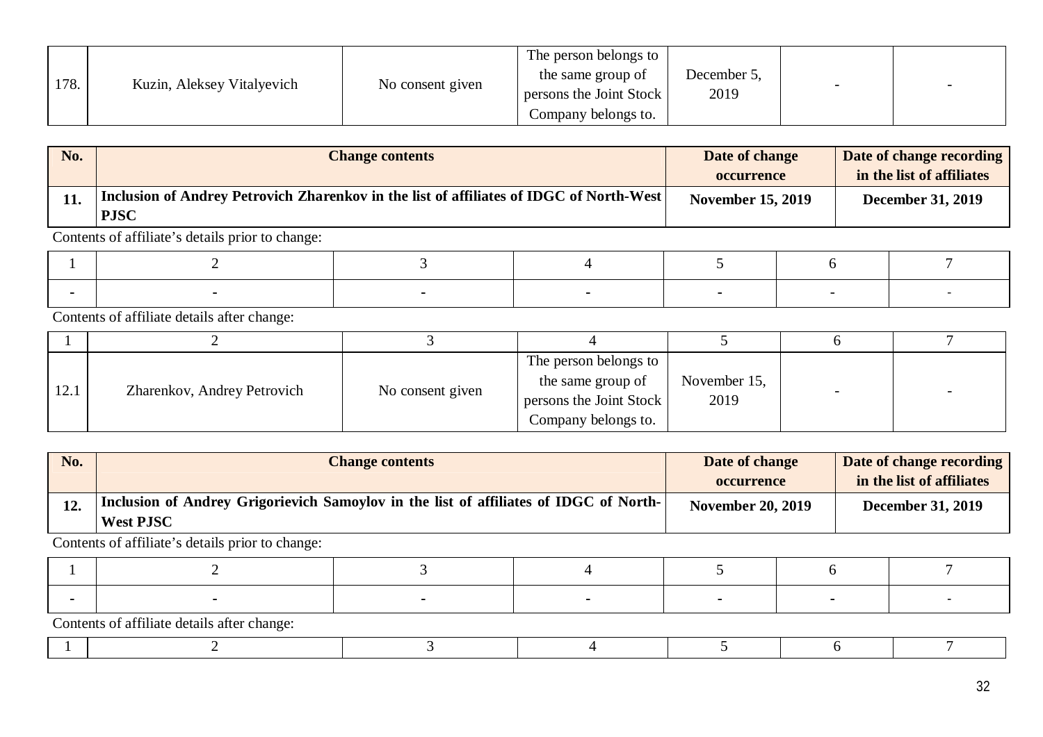| 178. | Kuzin, Aleksey Vitalyevich | No consent given | The person belongs to the same group of persons the Joint Stock Company belongs to. | December 5, 2019 | - | - |
|---|---|---|---|---|---|---|

| No. | Change contents | Date of change occurrence | Date of change recording in the list of affiliates |
|---|---|---|---|
| **11.** | **Inclusion of Andrey Petrovich Zharenkov in the list of affiliates of IDGC of North-West PJSC** | **November 15, 2019** | **December 31, 2019** |

Contents of affiliate's details prior to change:

| 1 | 2 | 3 | 4 | 5 | 6 | 7 |
|---|---|---|---|---|---|---|
| - | - | - | - | - | - | - |

Contents of affiliate details after change:

| 1 | 2 | 3 | 4 | 5 | 6 | 7 |
|---|---|---|---|---|---|---|
| 12.1 | Zharenkov, Andrey Petrovich | No consent given | The person belongs to the same group of persons the Joint Stock Company belongs to. | November 15, 2019 | - | - |

| No. | Change contents | Date of change occurrence | Date of change recording in the list of affiliates |
|---|---|---|---|
| **12.** | **Inclusion of Andrey Grigorievich Samoylov in the list of affiliates of IDGC of North-West PJSC** | **November 20, 2019** | **December 31, 2019** |

Contents of affiliate's details prior to change:

| 1 | 2 | 3 | 4 | 5 | 6 | 7 |
|---|---|---|---|---|---|---|
| - | - | - | - | - | - | - |

Contents of affiliate details after change:

| 1 | 2 | 3 | 4 | 5 | 6 | 7 |
|---|---|---|---|---|---|---|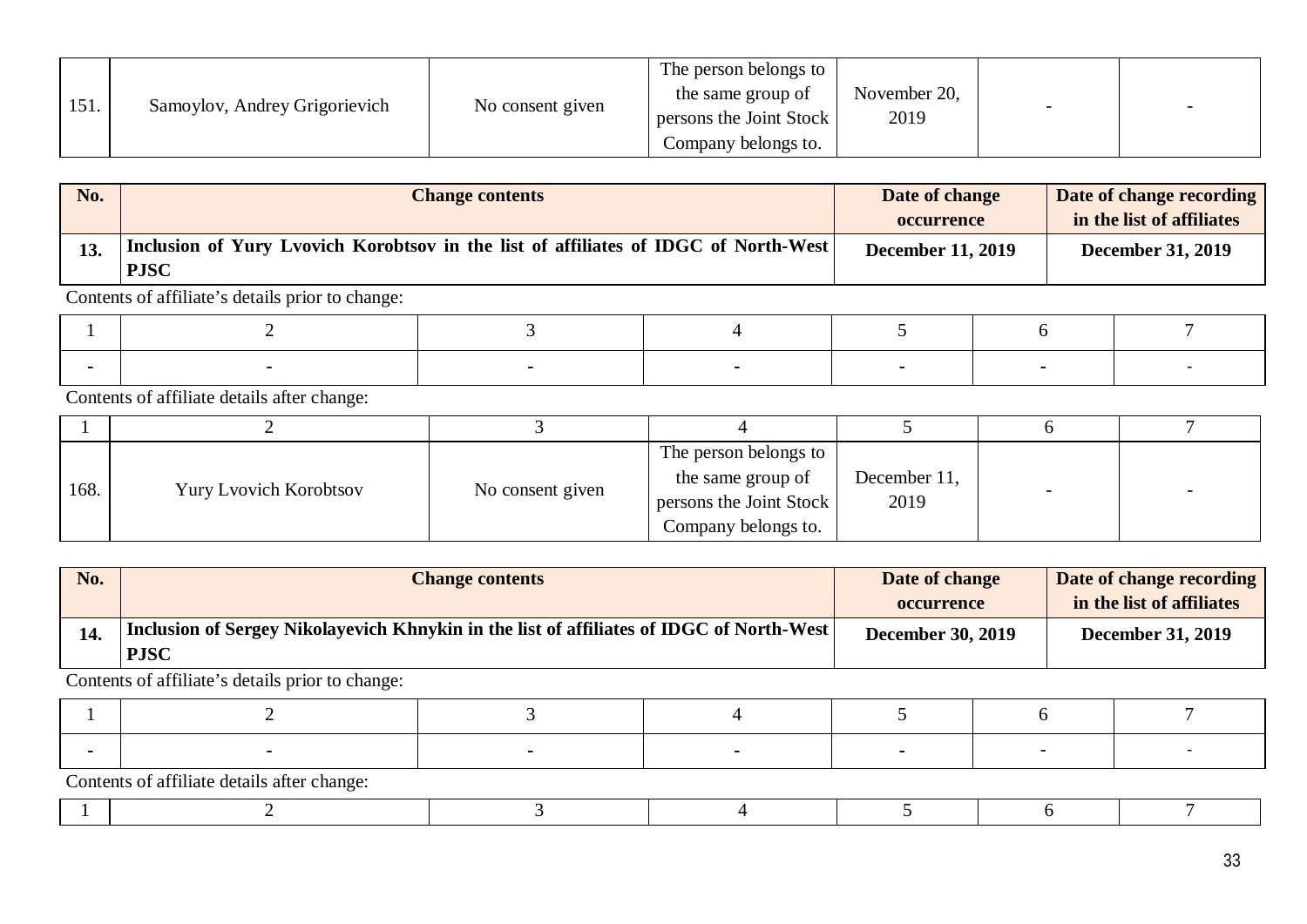| 151. | Samoylov, Andrey Grigorievich | No consent given | The person belongs to the same group of persons the Joint Stock Company belongs to. | November 20, 2019 | - | - |
|---|---|---|---|---|---|---|

| No. | Change contents | Date of change occurrence | Date of change recording in the list of affiliates |
|---|---|---|---|
| **13.** | **Inclusion of Yury Lvovich Korobtsov in the list of affiliates of IDGC of North-West PJSC** | **December 11, 2019** | **December 31, 2019** |

Contents of affiliate's details prior to change:

| 1 | 2 | 3 | 4 | 5 | 6 | 7 |
|---|---|---|---|---|---|---|
| - | - | - | - | - | - | - |

Contents of affiliate details after change:

| 1 | 2 | 3 | 4 | 5 | 6 | 7 |
|---|---|---|---|---|---|---|
| 168. | Yury Lvovich Korobtsov | No consent given | The person belongs to the same group of persons the Joint Stock Company belongs to. | December 11, 2019 | - | - |

| No. | Change contents | Date of change occurrence | Date of change recording in the list of affiliates |
|---|---|---|---|
| **14.** | **Inclusion of Sergey Nikolayevich Khnykin in the list of affiliates of IDGC of North-West PJSC** | **December 30, 2019** | **December 31, 2019** |

Contents of affiliate's details prior to change:

| 1 | 2 | 3 | 4 | 5 | 6 | 7 |
|---|---|---|---|---|---|---|
| - | - | - | - | - | - | - |

Contents of affiliate details after change:

| 1 | 2 | 3 | 4 | 5 | 6 | 7 |
|---|---|---|---|---|---|---|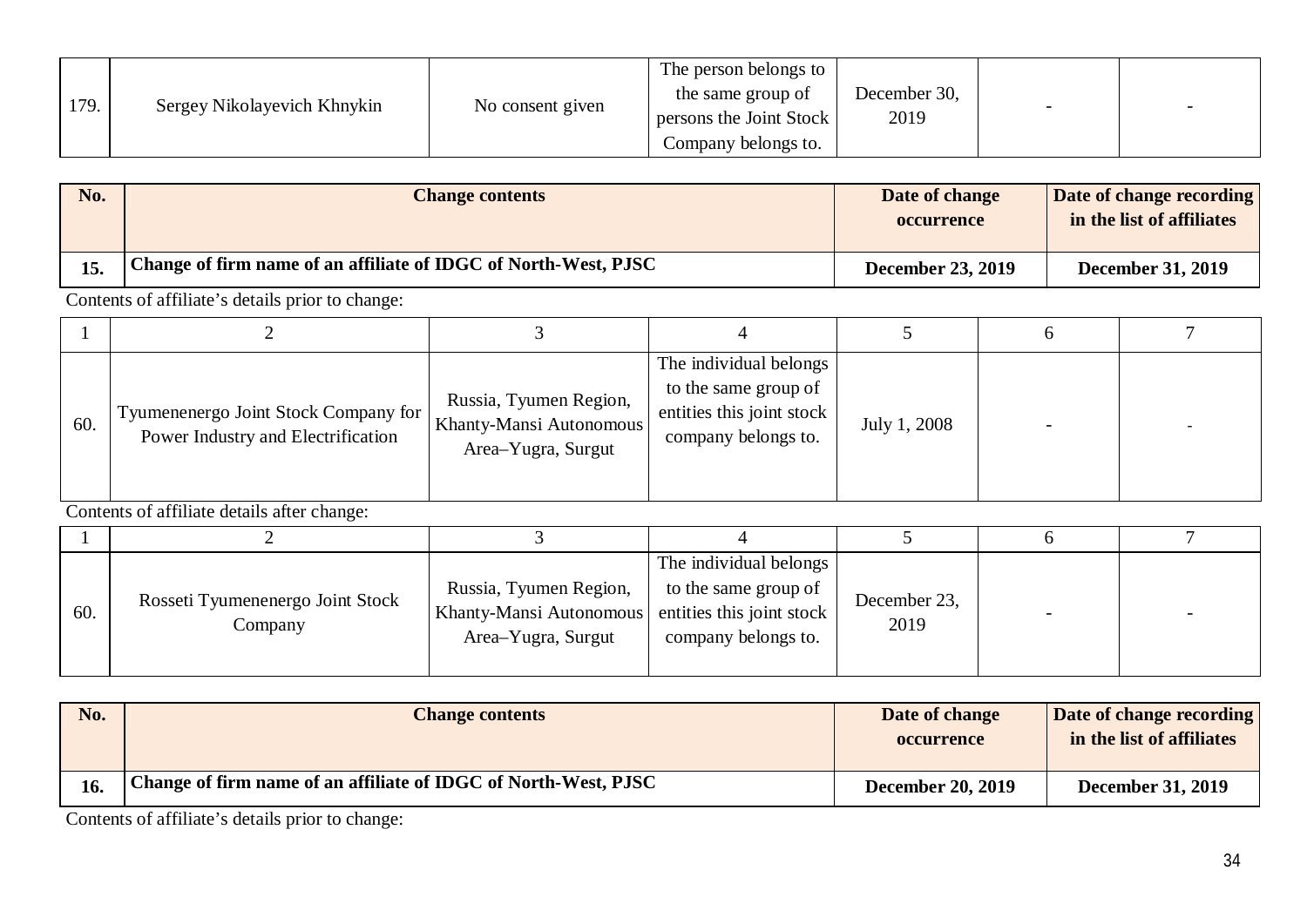| | | | | | | |
|---|---|---|---|---|---|---|
| 179. | Sergey Nikolayevich Khnykin | No consent given | The person belongs to the same group of persons the Joint Stock Company belongs to. | December 30, 2019 | - | - |

| No. | Change contents | Date of change occurrence | Date of change recording in the list of affiliates |
|---|---|---|---|
| **15.** | **Change of firm name of an affiliate of IDGC of North-West, PJSC** | **December 23, 2019** | **December 31, 2019** |

Contents of affiliate's details prior to change:

| 1 | 2 | 3 | 4 | 5 | 6 | 7 |
|---|---|---|---|---|---|---|
| 60. | Tyumenenergo Joint Stock Company for Power Industry and Electrification | Russia, Tyumen Region, Khanty-Mansi Autonomous Area–Yugra, Surgut | The individual belongs to the same group of entities this joint stock company belongs to. | July 1, 2008 | - | - |

Contents of affiliate details after change:

| 1 | 2 | 3 | 4 | 5 | 6 | 7 |
|---|---|---|---|---|---|---|
| 60. | Rosseti Tyumenenergo Joint Stock Company | Russia, Tyumen Region, Khanty-Mansi Autonomous Area–Yugra, Surgut | The individual belongs to the same group of entities this joint stock company belongs to. | December 23, 2019 | - | - |

| No. | Change contents | Date of change occurrence | Date of change recording in the list of affiliates |
|---|---|---|---|
| **16.** | **Change of firm name of an affiliate of IDGC of North-West, PJSC** | **December 20, 2019** | **December 31, 2019** |

Contents of affiliate's details prior to change: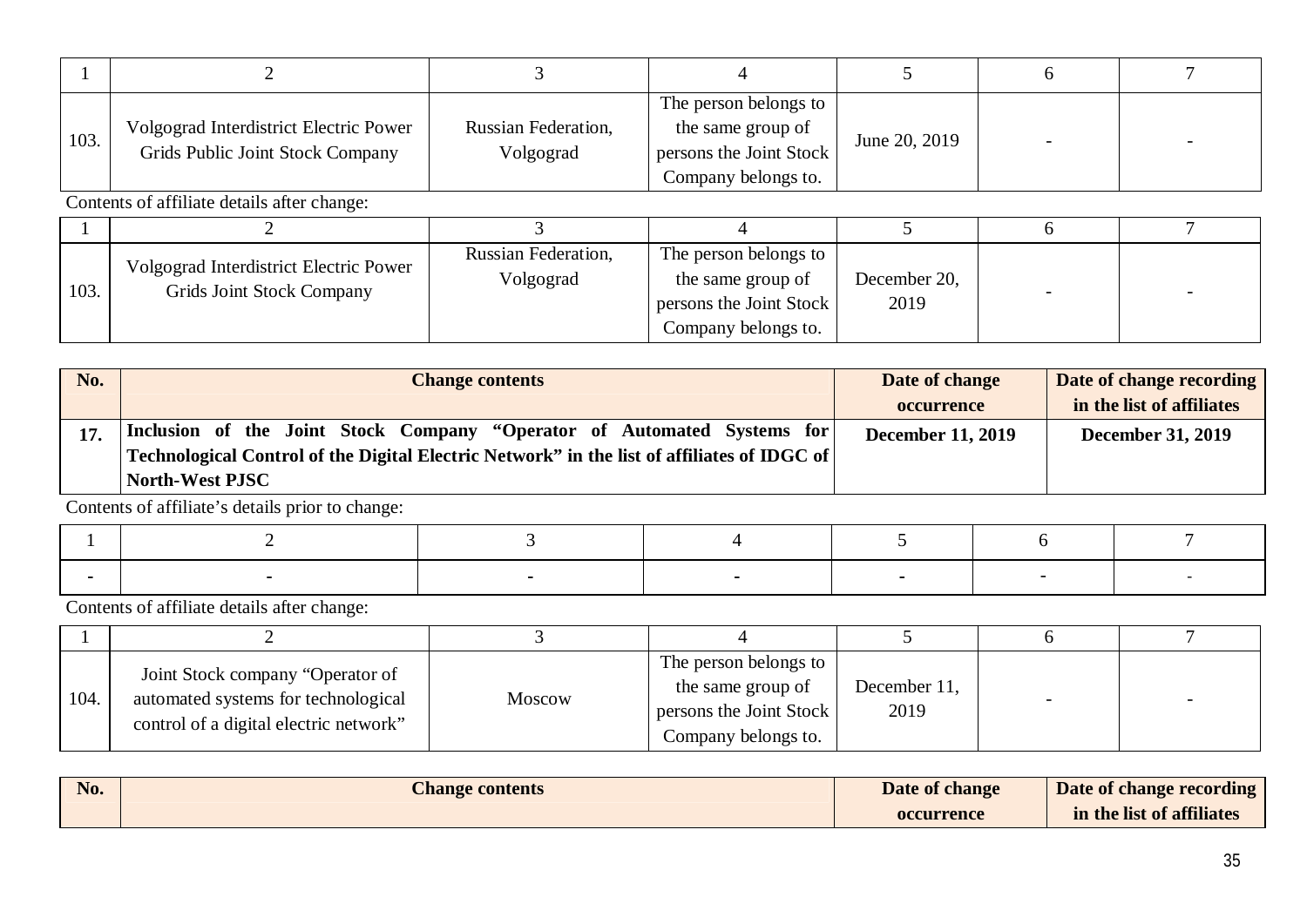| 1 | 2 | 3 | 4 | 5 | 6 | 7 |
|---|---|---|---|---|---|---|
| 103. | Volgograd Interdistrict Electric Power Grids Public Joint Stock Company | Russian Federation, Volgograd | The person belongs to the same group of persons the Joint Stock Company belongs to. | June 20, 2019 | - | - |

Contents of affiliate details after change:

| 1 | 2 | 3 | 4 | 5 | 6 | 7 |
|---|---|---|---|---|---|---|
| 103. | Volgograd Interdistrict Electric Power Grids Joint Stock Company | Russian Federation, Volgograd | The person belongs to the same group of persons the Joint Stock Company belongs to. | December 20, 2019 | - | - |

| No. | Change contents | Date of change occurrence | Date of change recording in the list of affiliates |
|---|---|---|---|
| **17.** | **Inclusion of the Joint Stock Company "Operator of Automated Systems for Technological Control of the Digital Electric Network" in the list of affiliates of IDGC of North-West PJSC** | **December 11, 2019** | **December 31, 2019** |

Contents of affiliate's details prior to change:

| 1 | 2 | 3 | 4 | 5 | 6 | 7 |
|---|---|---|---|---|---|---|
| - | - | - | - | - | - | - |

Contents of affiliate details after change:

| 1 | 2 | 3 | 4 | 5 | 6 | 7 |
|---|---|---|---|---|---|---|
| 104. | Joint Stock company "Operator of automated systems for technological control of a digital electric network" | Moscow | The person belongs to the same group of persons the Joint Stock Company belongs to. | December 11, 2019 | - | - |

| No. | Change contents | Date of change occurrence | Date of change recording in the list of affiliates |
|---|---|---|---|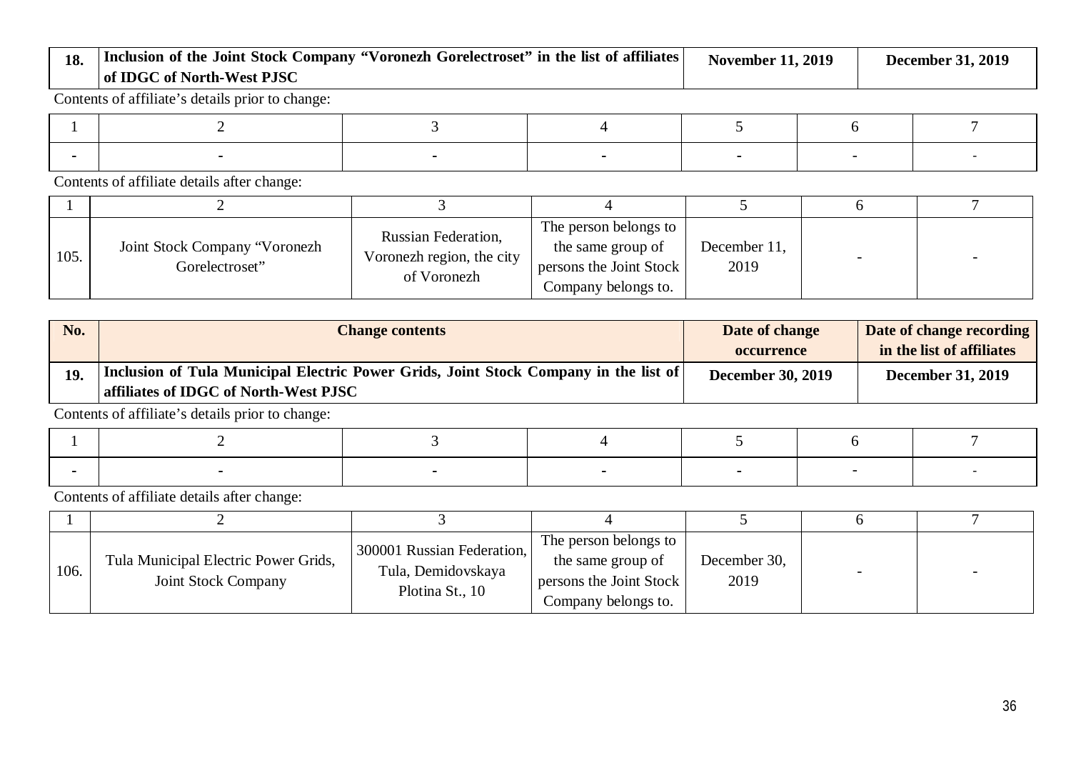| 18. | Inclusion of the Joint Stock Company "Voronezh Gorelectroset" in the list of affiliates of IDGC of North-West PJSC | November 11, 2019 | December 31, 2019 |
|---|---|---|---|

Contents of affiliate's details prior to change:

| 1 | 2 | 3 | 4 | 5 | 6 | 7 |
|---|---|---|---|---|---|---|
| - | - | - | - | - | - | - |

Contents of affiliate details after change:

| 1 | 2 | 3 | 4 | 5 | 6 | 7 |
|---|---|---|---|---|---|---|
| 105. | Joint Stock Company "Voronezh Gorelectroset" | Russian Federation, Voronezh region, the city of Voronezh | The person belongs to the same group of persons the Joint Stock Company belongs to. | December 11, 2019 | - | - |

| No. | Change contents | Date of change occurrence | Date of change recording in the list of affiliates |
|---|---|---|---|
| 19. | Inclusion of Tula Municipal Electric Power Grids, Joint Stock Company in the list of affiliates of IDGC of North-West PJSC | December 30, 2019 | December 31, 2019 |

Contents of affiliate's details prior to change:

| 1 | 2 | 3 | 4 | 5 | 6 | 7 |
|---|---|---|---|---|---|---|
| - | - | - | - | - | - | - |

Contents of affiliate details after change:

| 1 | 2 | 3 | 4 | 5 | 6 | 7 |
|---|---|---|---|---|---|---|
| 106. | Tula Municipal Electric Power Grids, Joint Stock Company | 300001 Russian Federation, Tula, Demidovskaya Plotina St., 10 | The person belongs to the same group of persons the Joint Stock Company belongs to. | December 30, 2019 | - | - |